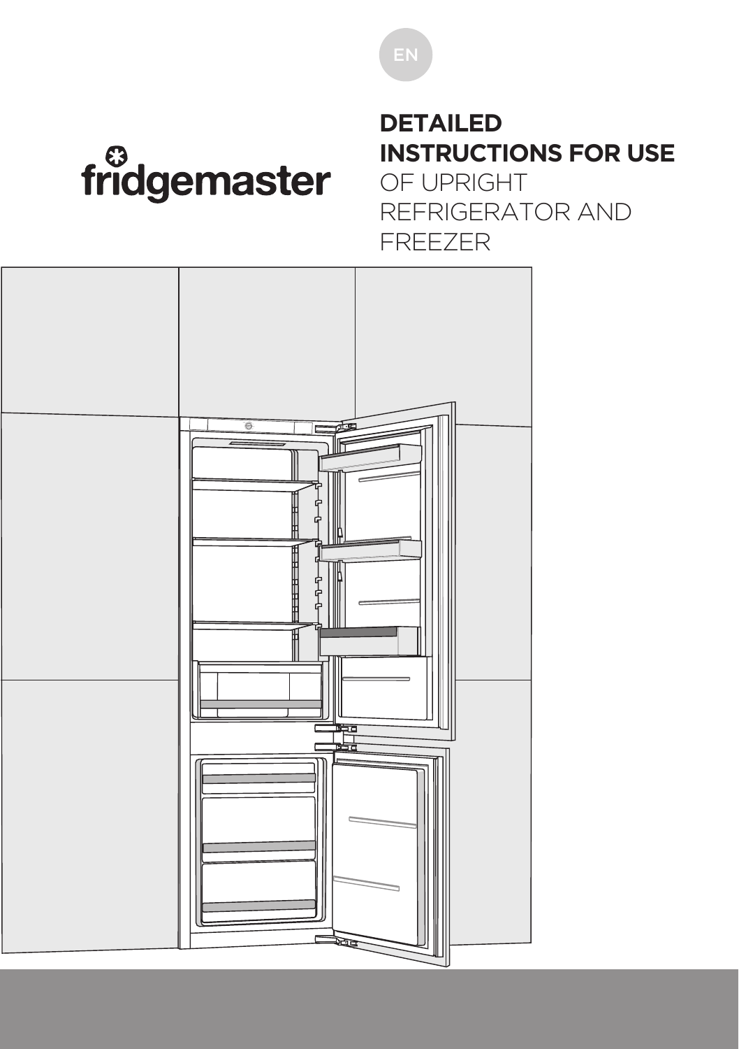EN

fridgemaster

# DETAILED INSTRUCTIONS FOR USE

OF UPRIGHT REFRIGERATOR AND FREEZER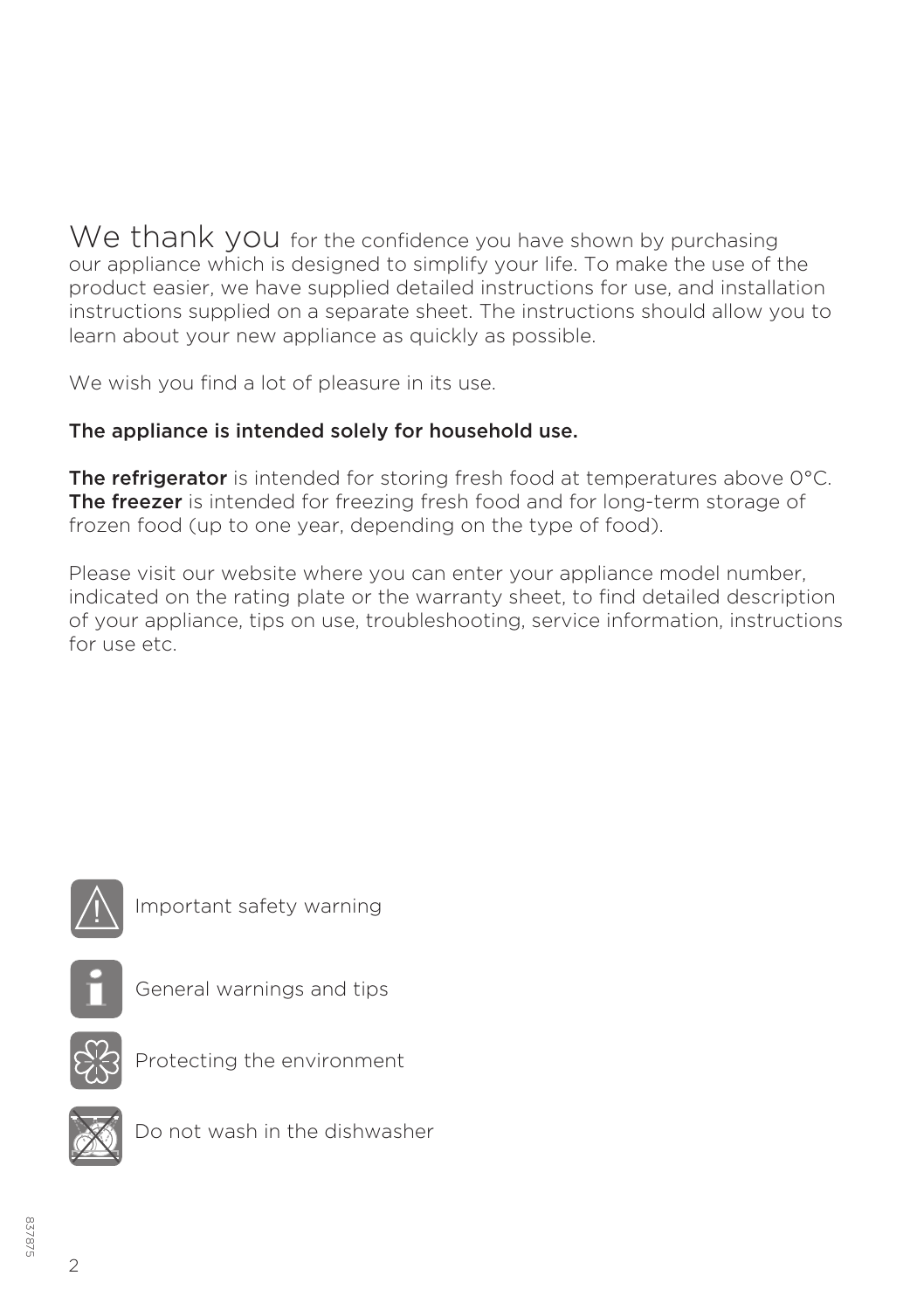We thank you for the confidence you have shown by purchasing our appliance which is designed to simplify your life. To make the use of the product easier, we have supplied detailed instructions for use, and installation instructions supplied on a separate sheet. The instructions should allow you to learn about your new appliance as quickly as possible.

We wish you find a lot of pleasure in its use.

**The appliance is intended solely for household use.**

**The refrigerator** is intended for storing fresh food at temperatures above 0°C.
**The freezer** is intended for freezing fresh food and for long-term storage of frozen food (up to one year, depending on the type of food).

Please visit our website where you can enter your appliance model number, indicated on the rating plate or the warranty sheet, to find detailed description of your appliance, tips on use, troubleshooting, service information, instructions for use etc.

Important safety warning

General warnings and tips

Protecting the environment

Do not wash in the dishwasher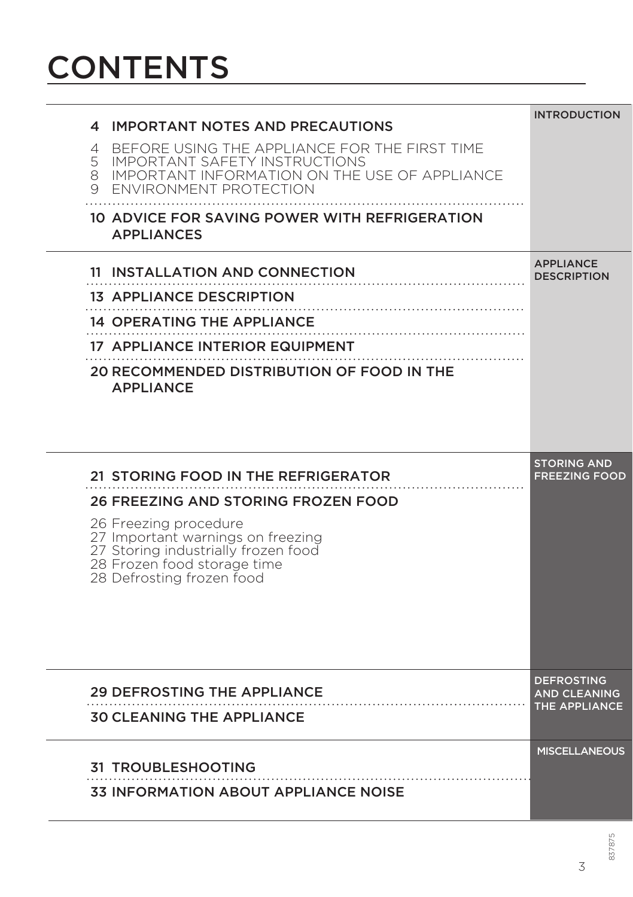# CONTENTS

**INTRODUCTION**

**4 IMPORTANT NOTES AND PRECAUTIONS**

4 BEFORE USING THE APPLIANCE FOR THE FIRST TIME
5 IMPORTANT SAFETY INSTRUCTIONS
8 IMPORTANT INFORMATION ON THE USE OF APPLIANCE
9 ENVIRONMENT PROTECTION

**10 ADVICE FOR SAVING POWER WITH REFRIGERATION APPLIANCES**

**APPLIANCE DESCRIPTION**

**11 INSTALLATION AND CONNECTION**

**13 APPLIANCE DESCRIPTION**

**14 OPERATING THE APPLIANCE**

**17 APPLIANCE INTERIOR EQUIPMENT**

**20 RECOMMENDED DISTRIBUTION OF FOOD IN THE APPLIANCE**

**STORING AND FREEZING FOOD**

**21 STORING FOOD IN THE REFRIGERATOR**

**26 FREEZING AND STORING FROZEN FOOD**

26 Freezing procedure
27 Important warnings on freezing
27 Storing industrially frozen food
28 Frozen food storage time
28 Defrosting frozen food

**DEFROSTING AND CLEANING THE APPLIANCE**

**29 DEFROSTING THE APPLIANCE**

**30 CLEANING THE APPLIANCE**

**MISCELLANEOUS**

**31 TROUBLESHOOTING**

**33 INFORMATION ABOUT APPLIANCE NOISE**

837875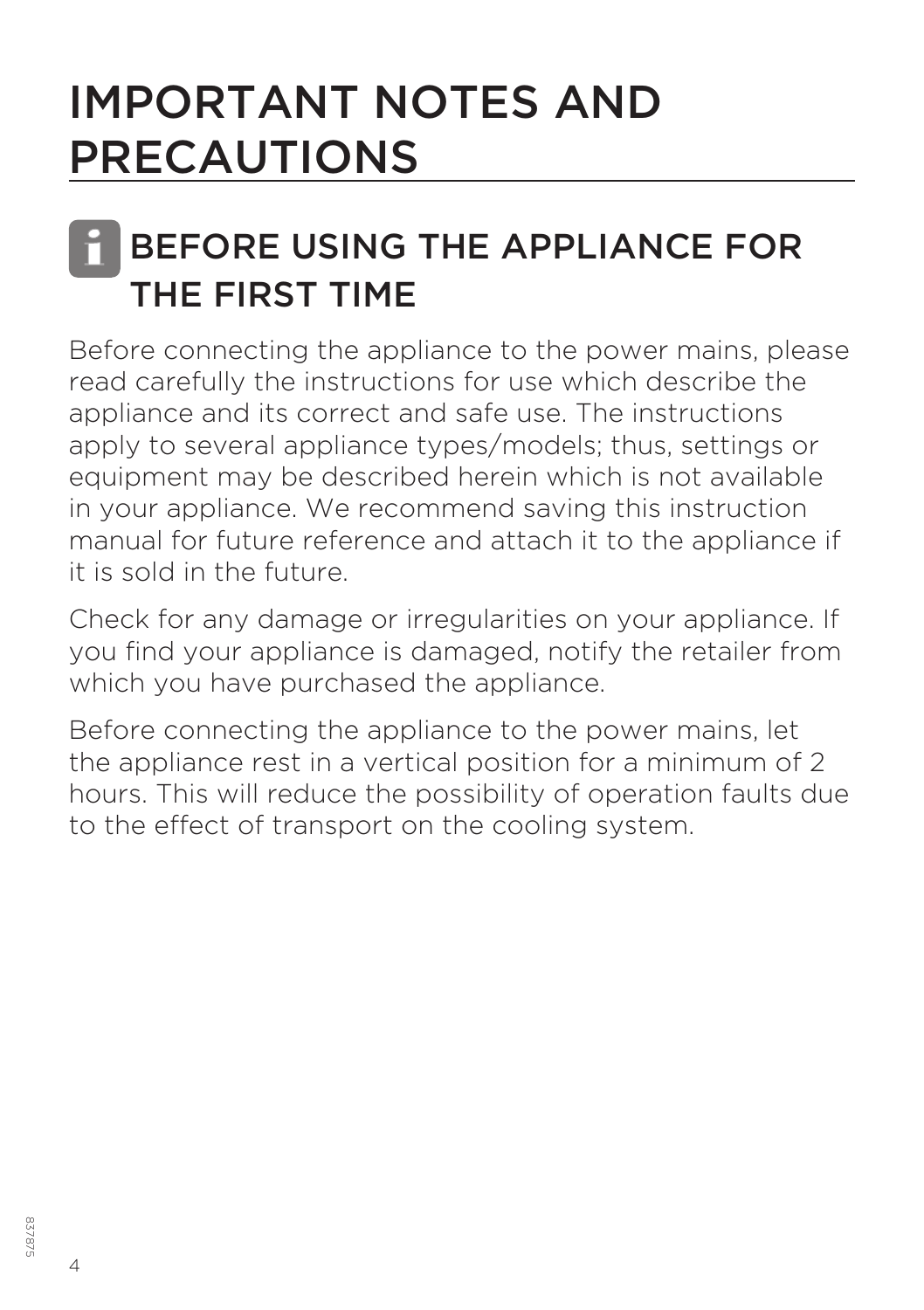# IMPORTANT NOTES AND PRECAUTIONS

## BEFORE USING THE APPLIANCE FOR THE FIRST TIME

Before connecting the appliance to the power mains, please read carefully the instructions for use which describe the appliance and its correct and safe use. The instructions apply to several appliance types/models; thus, settings or equipment may be described herein which is not available in your appliance. We recommend saving this instruction manual for future reference and attach it to the appliance if it is sold in the future.

Check for any damage or irregularities on your appliance. If you find your appliance is damaged, notify the retailer from which you have purchased the appliance.

Before connecting the appliance to the power mains, let the appliance rest in a vertical position for a minimum of 2 hours. This will reduce the possibility of operation faults due to the effect of transport on the cooling system.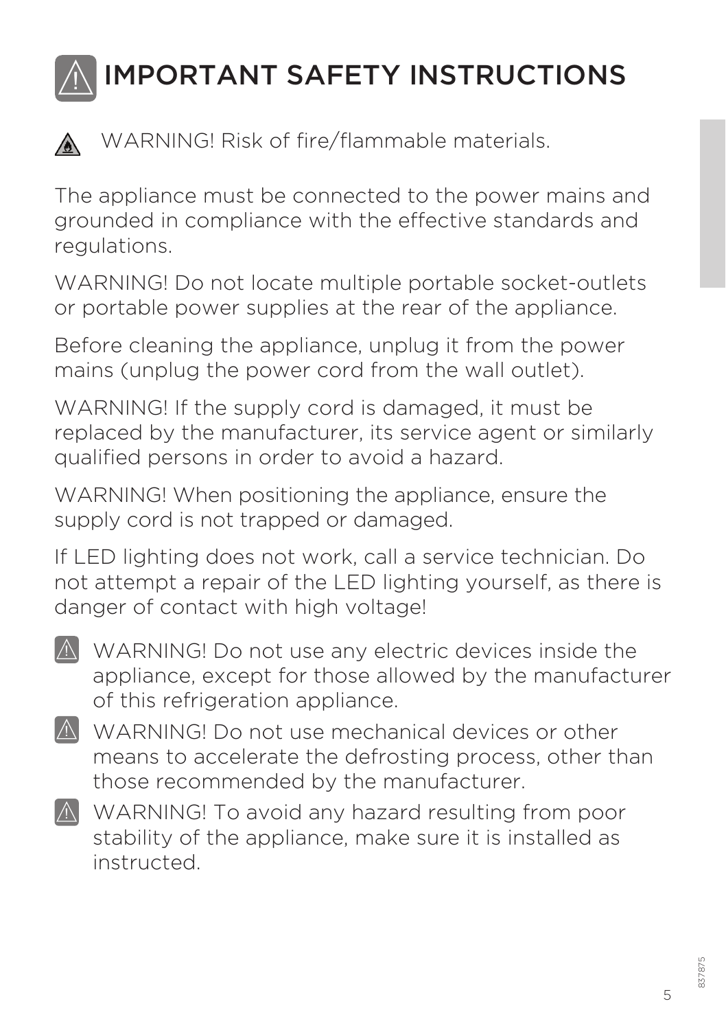# IMPORTANT SAFETY INSTRUCTIONS

WARNING! Risk of fire/flammable materials.

The appliance must be connected to the power mains and grounded in compliance with the effective standards and regulations.

WARNING! Do not locate multiple portable socket-outlets or portable power supplies at the rear of the appliance.

Before cleaning the appliance, unplug it from the power mains (unplug the power cord from the wall outlet).

WARNING! If the supply cord is damaged, it must be replaced by the manufacturer, its service agent or similarly qualified persons in order to avoid a hazard.

WARNING! When positioning the appliance, ensure the supply cord is not trapped or damaged.

If LED lighting does not work, call a service technician. Do not attempt a repair of the LED lighting yourself, as there is danger of contact with high voltage!

WARNING! Do not use any electric devices inside the appliance, except for those allowed by the manufacturer of this refrigeration appliance.

WARNING! Do not use mechanical devices or other means to accelerate the defrosting process, other than those recommended by the manufacturer.

WARNING! To avoid any hazard resulting from poor stability of the appliance, make sure it is installed as instructed.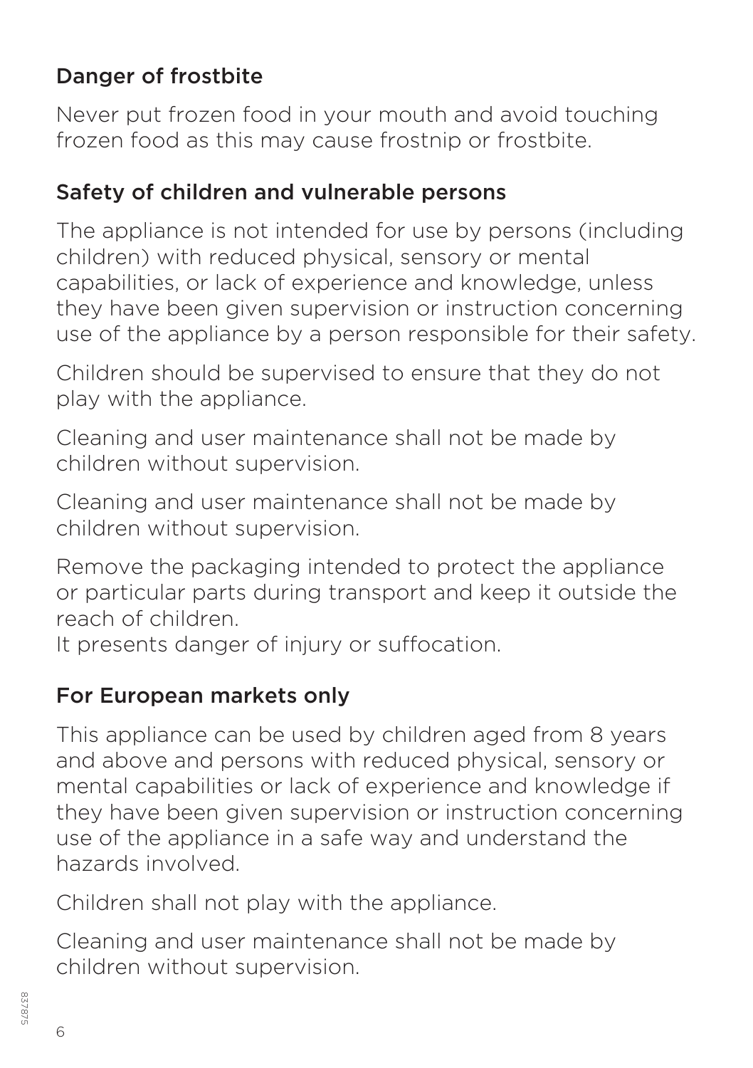## Danger of frostbite

Never put frozen food in your mouth and avoid touching frozen food as this may cause frostnip or frostbite.

## Safety of children and vulnerable persons

The appliance is not intended for use by persons (including children) with reduced physical, sensory or mental capabilities, or lack of experience and knowledge, unless they have been given supervision or instruction concerning use of the appliance by a person responsible for their safety.

Children should be supervised to ensure that they do not play with the appliance.

Cleaning and user maintenance shall not be made by children without supervision.

Cleaning and user maintenance shall not be made by children without supervision.

Remove the packaging intended to protect the appliance or particular parts during transport and keep it outside the reach of children.
It presents danger of injury or suffocation.

## For European markets only

This appliance can be used by children aged from 8 years and above and persons with reduced physical, sensory or mental capabilities or lack of experience and knowledge if they have been given supervision or instruction concerning use of the appliance in a safe way and understand the hazards involved.

Children shall not play with the appliance.

Cleaning and user maintenance shall not be made by children without supervision.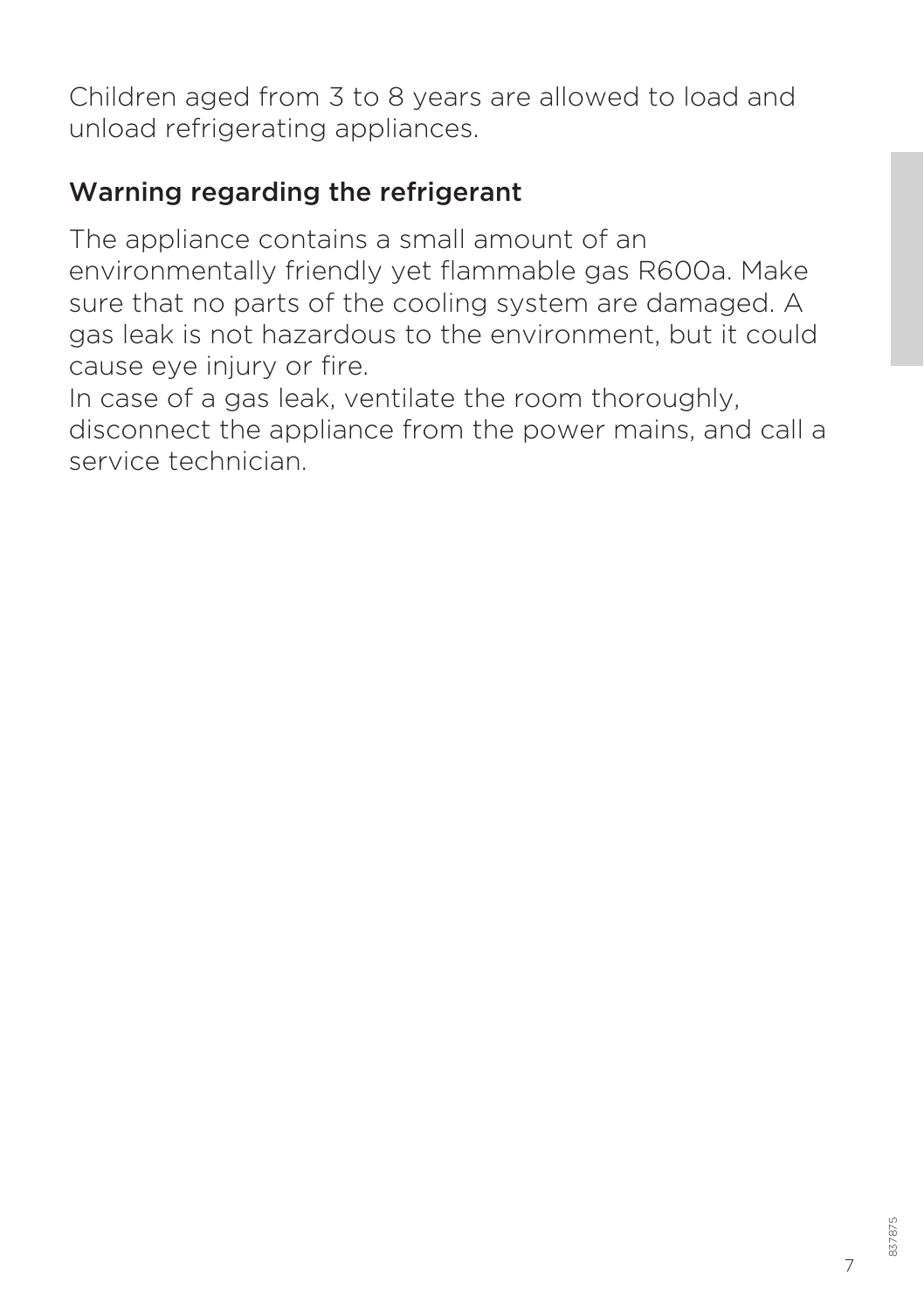Children aged from 3 to 8 years are allowed to load and unload refrigerating appliances.

## Warning regarding the refrigerant

The appliance contains a small amount of an environmentally friendly yet flammable gas R600a. Make sure that no parts of the cooling system are damaged. A gas leak is not hazardous to the environment, but it could cause eye injury or fire.
In case of a gas leak, ventilate the room thoroughly, disconnect the appliance from the power mains, and call a service technician.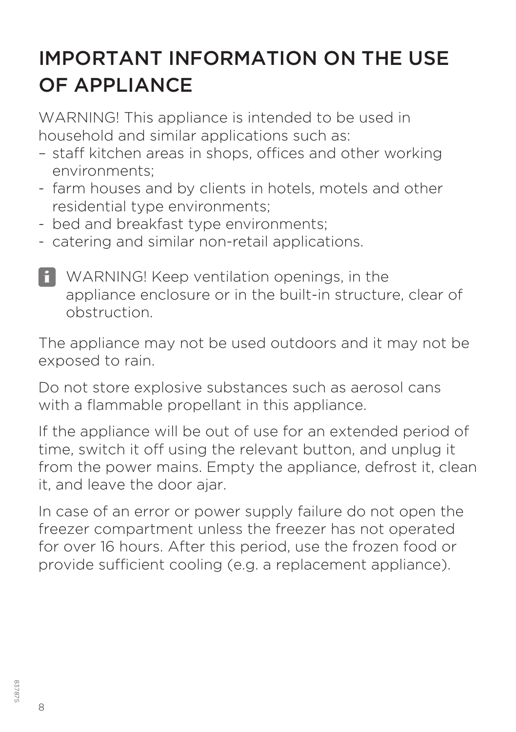# IMPORTANT INFORMATION ON THE USE OF APPLIANCE

WARNING! This appliance is intended to be used in household and similar applications such as:

- staff kitchen areas in shops, offices and other working environments;
- farm houses and by clients in hotels, motels and other residential type environments;
- bed and breakfast type environments;
- catering and similar non-retail applications.

WARNING! Keep ventilation openings, in the appliance enclosure or in the built-in structure, clear of obstruction.

The appliance may not be used outdoors and it may not be exposed to rain.

Do not store explosive substances such as aerosol cans with a flammable propellant in this appliance.

If the appliance will be out of use for an extended period of time, switch it off using the relevant button, and unplug it from the power mains. Empty the appliance, defrost it, clean it, and leave the door ajar.

In case of an error or power supply failure do not open the freezer compartment unless the freezer has not operated for over 16 hours. After this period, use the frozen food or provide sufficient cooling (e.g. a replacement appliance).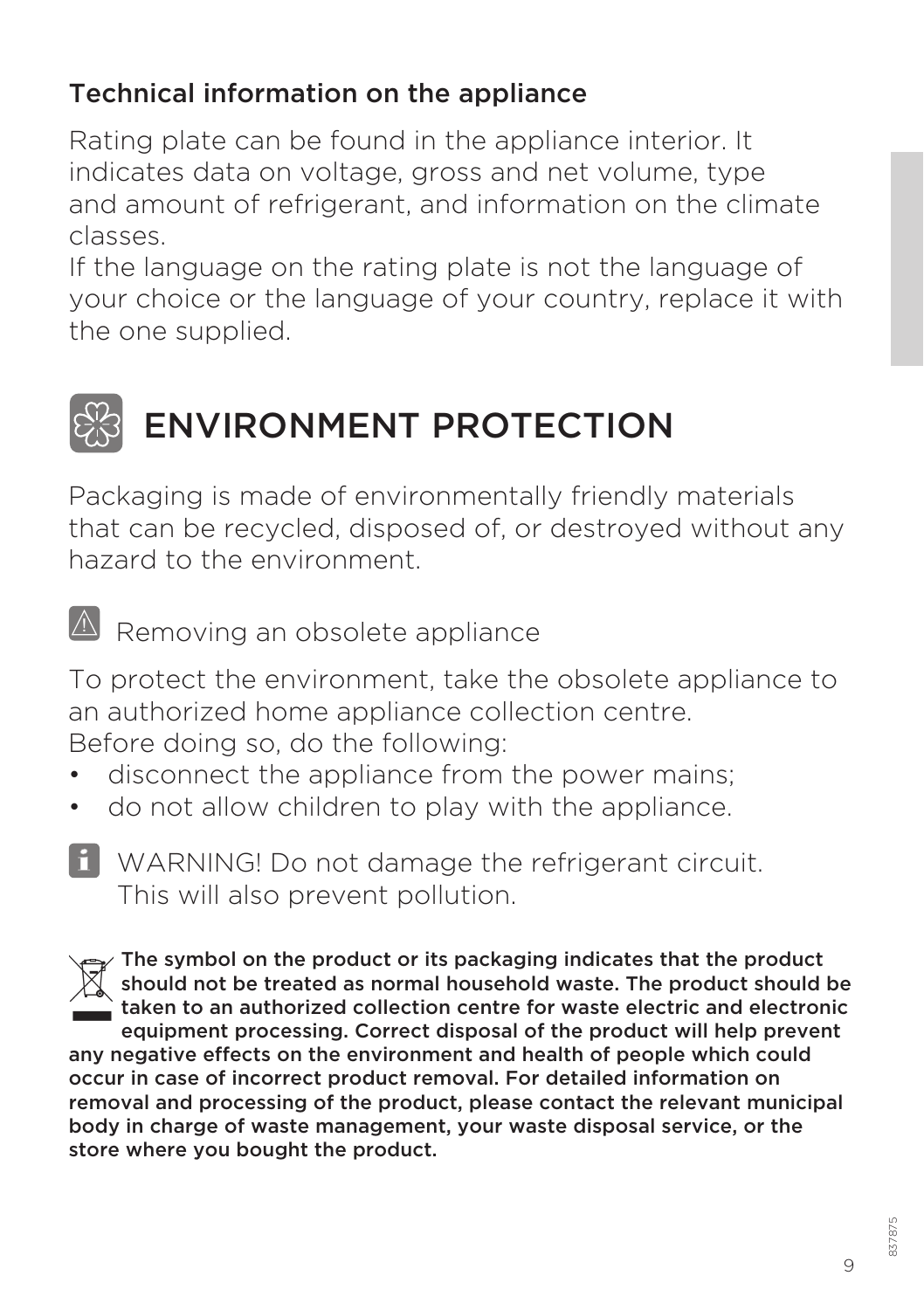### Technical information on the appliance

Rating plate can be found in the appliance interior. It indicates data on voltage, gross and net volume, type and amount of refrigerant, and information on the climate classes.
If the language on the rating plate is not the language of your choice or the language of your country, replace it with the one supplied.

# ENVIRONMENT PROTECTION

Packaging is made of environmentally friendly materials that can be recycled, disposed of, or destroyed without any hazard to the environment.

Removing an obsolete appliance

To protect the environment, take the obsolete appliance to an authorized home appliance collection centre.
Before doing so, do the following:

- disconnect the appliance from the power mains;
- do not allow children to play with the appliance.

WARNING! Do not damage the refrigerant circuit. This will also prevent pollution.

**The symbol on the product or its packaging indicates that the product should not be treated as normal household waste. The product should be taken to an authorized collection centre for waste electric and electronic equipment processing. Correct disposal of the product will help prevent any negative effects on the environment and health of people which could occur in case of incorrect product removal. For detailed information on removal and processing of the product, please contact the relevant municipal body in charge of waste management, your waste disposal service, or the store where you bought the product.**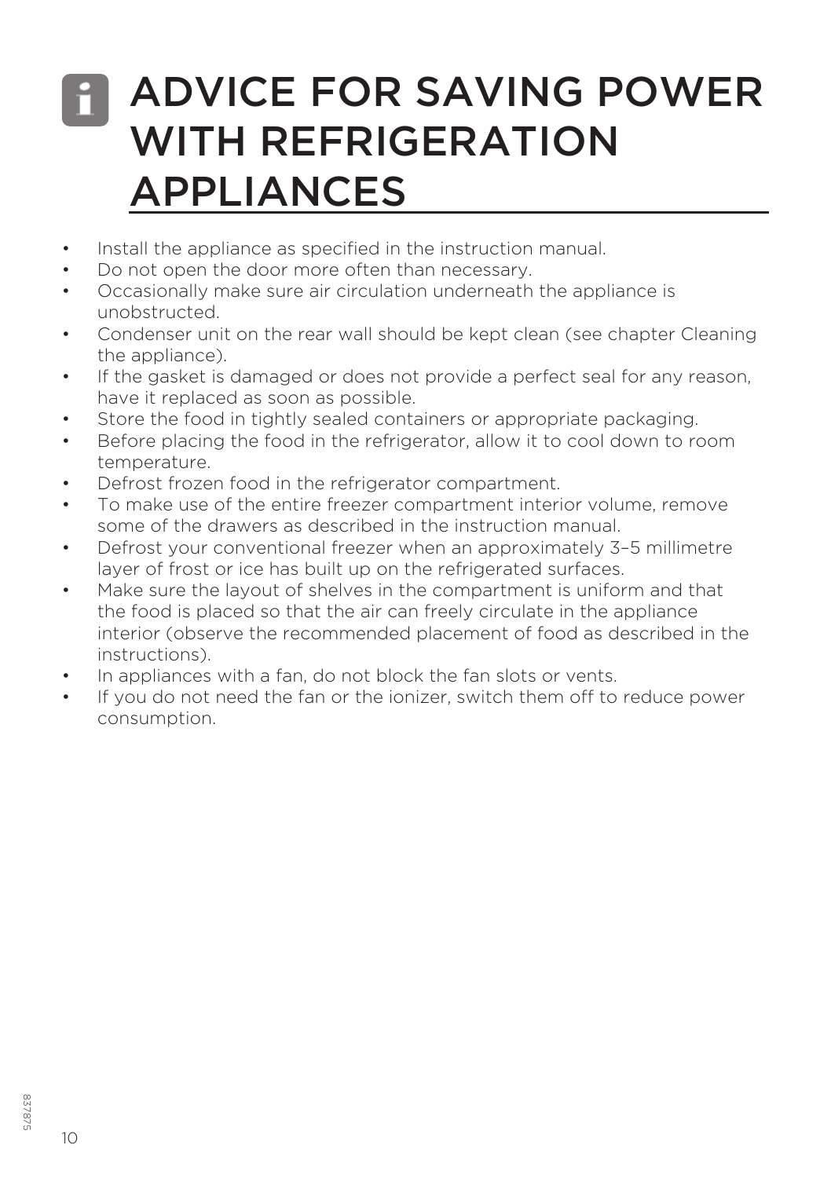# ADVICE FOR SAVING POWER WITH REFRIGERATION APPLIANCES

- Install the appliance as specified in the instruction manual.
- Do not open the door more often than necessary.
- Occasionally make sure air circulation underneath the appliance is unobstructed.
- Condenser unit on the rear wall should be kept clean (see chapter Cleaning the appliance).
- If the gasket is damaged or does not provide a perfect seal for any reason, have it replaced as soon as possible.
- Store the food in tightly sealed containers or appropriate packaging.
- Before placing the food in the refrigerator, allow it to cool down to room temperature.
- Defrost frozen food in the refrigerator compartment.
- To make use of the entire freezer compartment interior volume, remove some of the drawers as described in the instruction manual.
- Defrost your conventional freezer when an approximately 3–5 millimetre layer of frost or ice has built up on the refrigerated surfaces.
- Make sure the layout of shelves in the compartment is uniform and that the food is placed so that the air can freely circulate in the appliance interior (observe the recommended placement of food as described in the instructions).
- In appliances with a fan, do not block the fan slots or vents.
- If you do not need the fan or the ionizer, switch them off to reduce power consumption.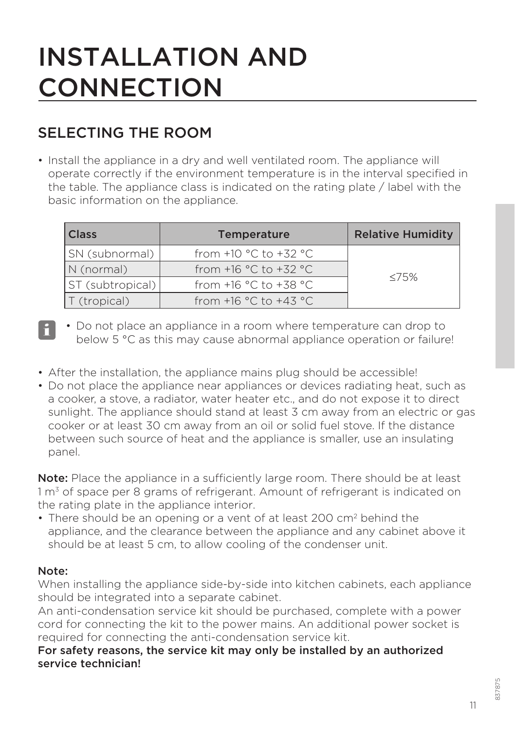# INSTALLATION AND CONNECTION

## SELECTING THE ROOM

- Install the appliance in a dry and well ventilated room. The appliance will operate correctly if the environment temperature is in the interval specified in the table. The appliance class is indicated on the rating plate / label with the basic information on the appliance.

| Class | Temperature | Relative Humidity |
|---|---|---|
| SN (subnormal) | from +10 °C to +32 °C | ≤75% |
| N (normal) | from +16 °C to +32 °C | |
| ST (subtropical) | from +16 °C to +38 °C | |
| T (tropical) | from +16 °C to +43 °C | |

- Do not place an appliance in a room where temperature can drop to below 5 °C as this may cause abnormal appliance operation or failure!

- After the installation, the appliance mains plug should be accessible!
- Do not place the appliance near appliances or devices radiating heat, such as a cooker, a stove, a radiator, water heater etc., and do not expose it to direct sunlight. The appliance should stand at least 3 cm away from an electric or gas cooker or at least 30 cm away from an oil or solid fuel stove. If the distance between such source of heat and the appliance is smaller, use an insulating panel.

**Note:** Place the appliance in a sufficiently large room. There should be at least 1 $m^3$ of space per 8 grams of refrigerant. Amount of refrigerant is indicated on the rating plate in the appliance interior.

- There should be an opening or a vent of at least 200 $cm^2$ behind the appliance, and the clearance between the appliance and any cabinet above it should be at least 5 cm, to allow cooling of the condenser unit.

**Note:**
When installing the appliance side-by-side into kitchen cabinets, each appliance should be integrated into a separate cabinet.
An anti-condensation service kit should be purchased, complete with a power cord for connecting the kit to the power mains. An additional power socket is required for connecting the anti-condensation service kit.
**For safety reasons, the service kit may only be installed by an authorized service technician!**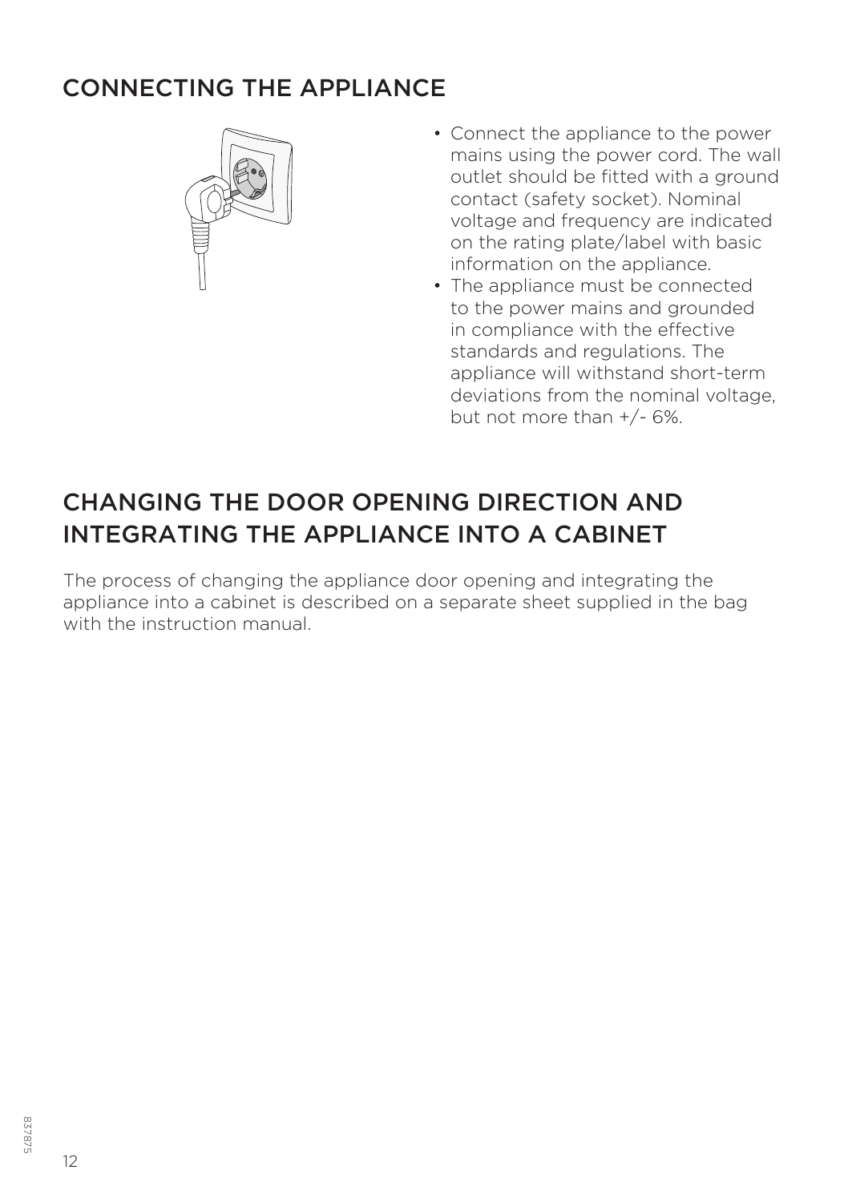## CONNECTING THE APPLIANCE

- Connect the appliance to the power mains using the power cord. The wall outlet should be fitted with a ground contact (safety socket). Nominal voltage and frequency are indicated on the rating plate/label with basic information on the appliance.
- The appliance must be connected to the power mains and grounded in compliance with the effective standards and regulations. The appliance will withstand short-term deviations from the nominal voltage, but not more than +/- 6%.

## CHANGING THE DOOR OPENING DIRECTION AND INTEGRATING THE APPLIANCE INTO A CABINET

The process of changing the appliance door opening and integrating the appliance into a cabinet is described on a separate sheet supplied in the bag with the instruction manual.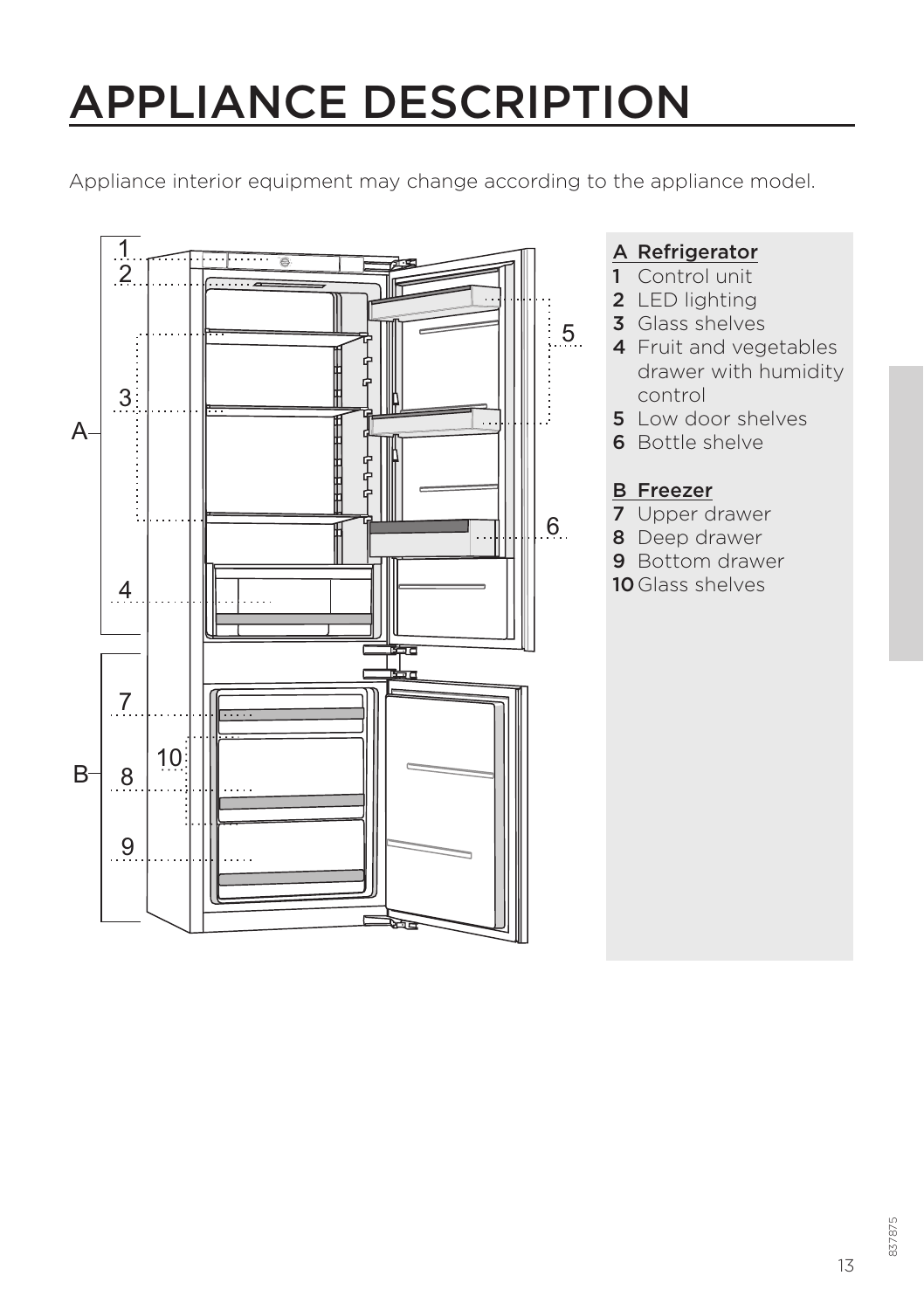# APPLIANCE DESCRIPTION

Appliance interior equipment may change according to the appliance model.

**A Refrigerator**

1. Control unit
2. LED lighting
3. Glass shelves
4. Fruit and vegetables drawer with humidity control
5. Low door shelves
6. Bottle shelve

**B Freezer**

7. Upper drawer
8. Deep drawer
9. Bottom drawer
10. Glass shelves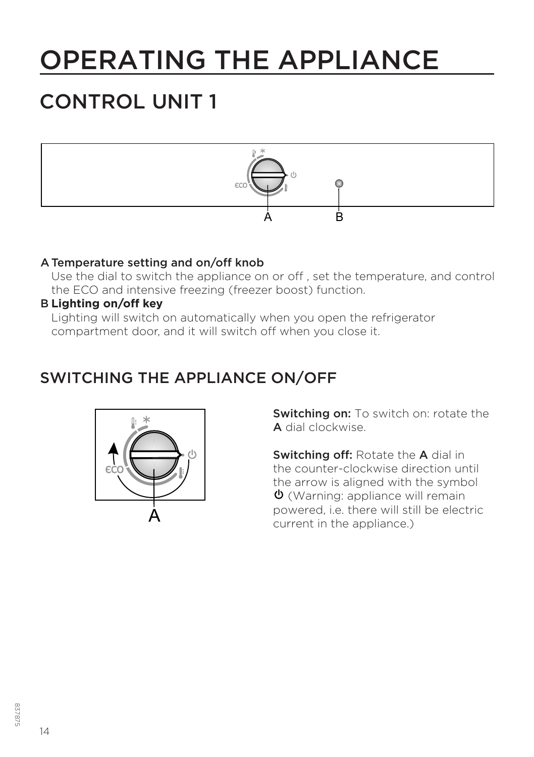# OPERATING THE APPLIANCE

## CONTROL UNIT 1

A **Temperature setting and on/off knob**
Use the dial to switch the appliance on or off , set the temperature, and control the ECO and intensive freezing (freezer boost) function.

B **Lighting on/off key**
Lighting will switch on automatically when you open the refrigerator compartment door, and it will switch off when you close it.

## SWITCHING THE APPLIANCE ON/OFF

**Switching on:** To switch on: rotate the **A** dial clockwise.

**Switching off:** Rotate the **A** dial in the counter-clockwise direction until the arrow is aligned with the symbol ⏻ (Warning: appliance will remain powered, i.e. there will still be electric current in the appliance.)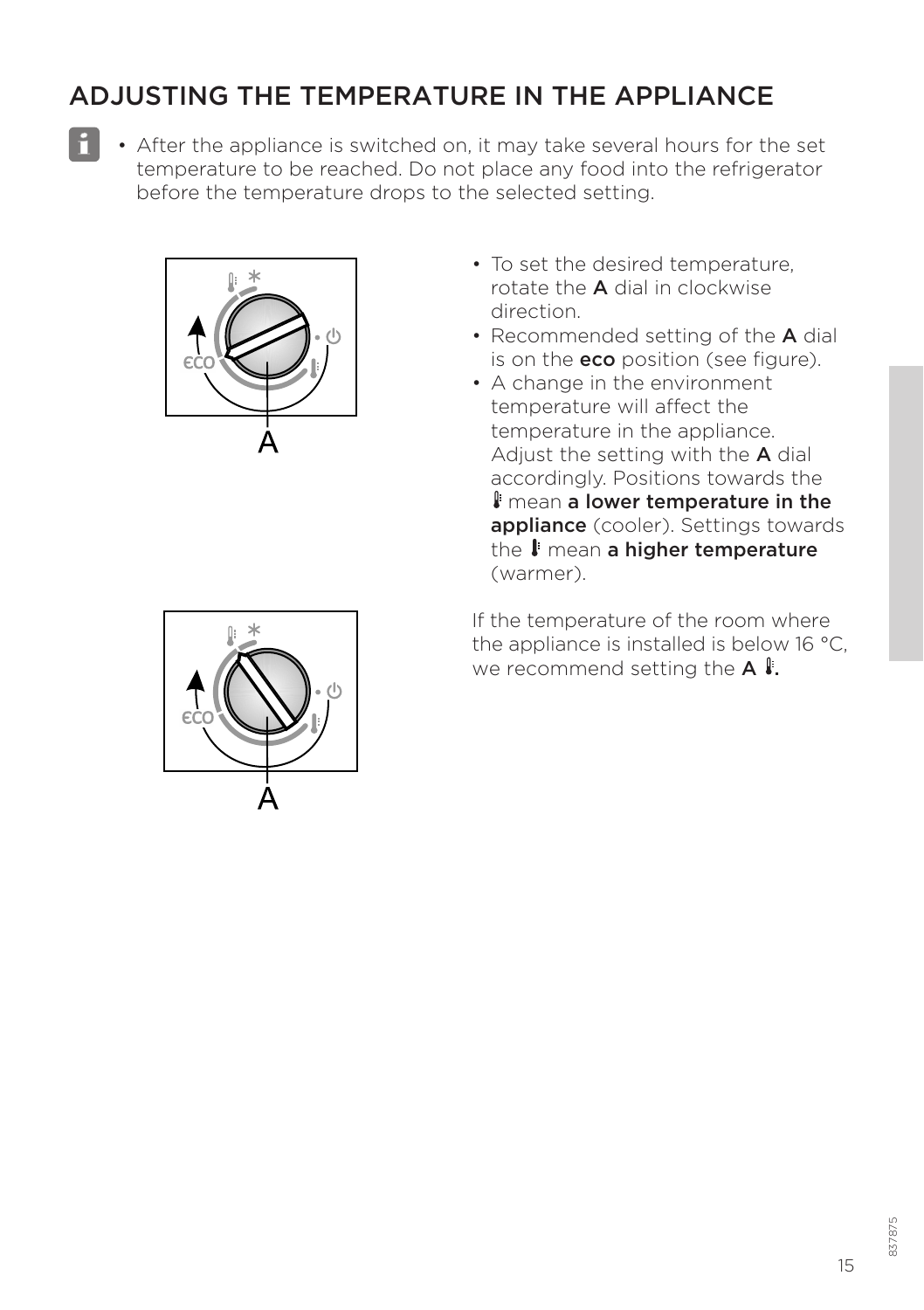## ADJUSTING THE TEMPERATURE IN THE APPLIANCE

- After the appliance is switched on, it may take several hours for the set temperature to be reached. Do not place any food into the refrigerator before the temperature drops to the selected setting.

- To set the desired temperature, rotate the **A** dial in clockwise direction.
- Recommended setting of the **A** dial is on the **eco** position (see figure).
- A change in the environment temperature will affect the temperature in the appliance. Adjust the setting with the **A** dial accordingly. Positions towards the 🌡 mean **a lower temperature in the appliance** (cooler). Settings towards the 🌡 mean **a higher temperature** (warmer).

If the temperature of the room where the appliance is installed is below 16 °C, we recommend setting the **A** 🌡**.**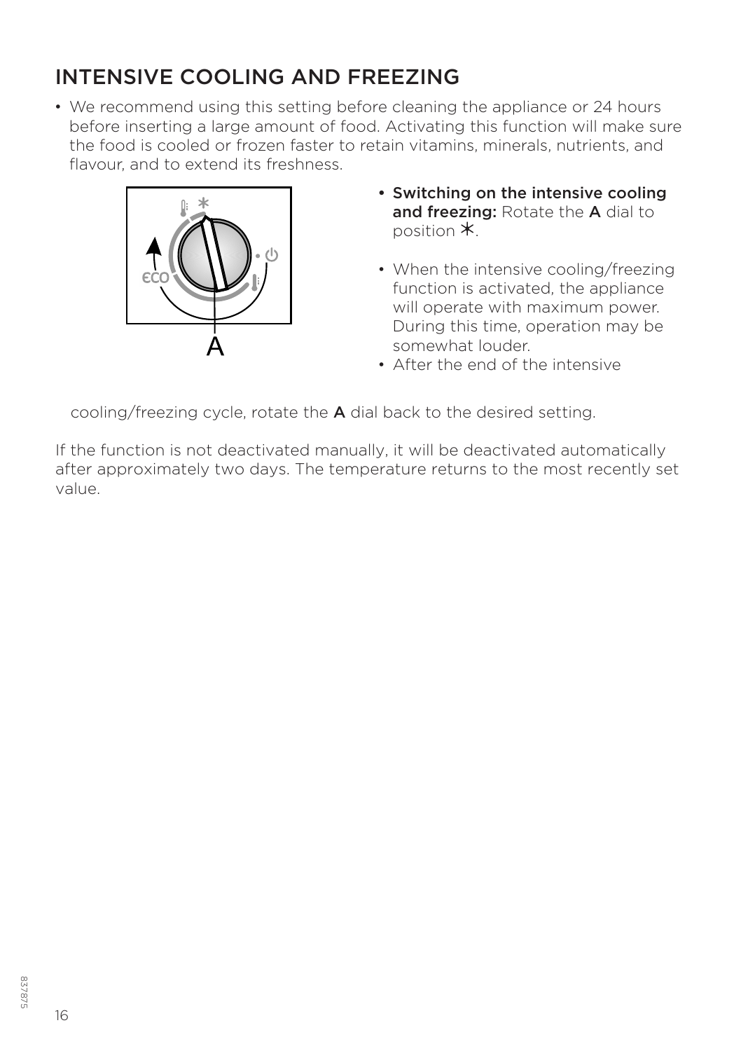## INTENSIVE COOLING AND FREEZING

- We recommend using this setting before cleaning the appliance or 24 hours before inserting a large amount of food. Activating this function will make sure the food is cooled or frozen faster to retain vitamins, minerals, nutrients, and flavour, and to extend its freshness.

- **Switching on the intensive cooling and freezing:** Rotate the **A** dial to position ✳.
- When the intensive cooling/freezing function is activated, the appliance will operate with maximum power. During this time, operation may be somewhat louder.
- After the end of the intensive cooling/freezing cycle, rotate the **A** dial back to the desired setting.

If the function is not deactivated manually, it will be deactivated automatically after approximately two days. The temperature returns to the most recently set value.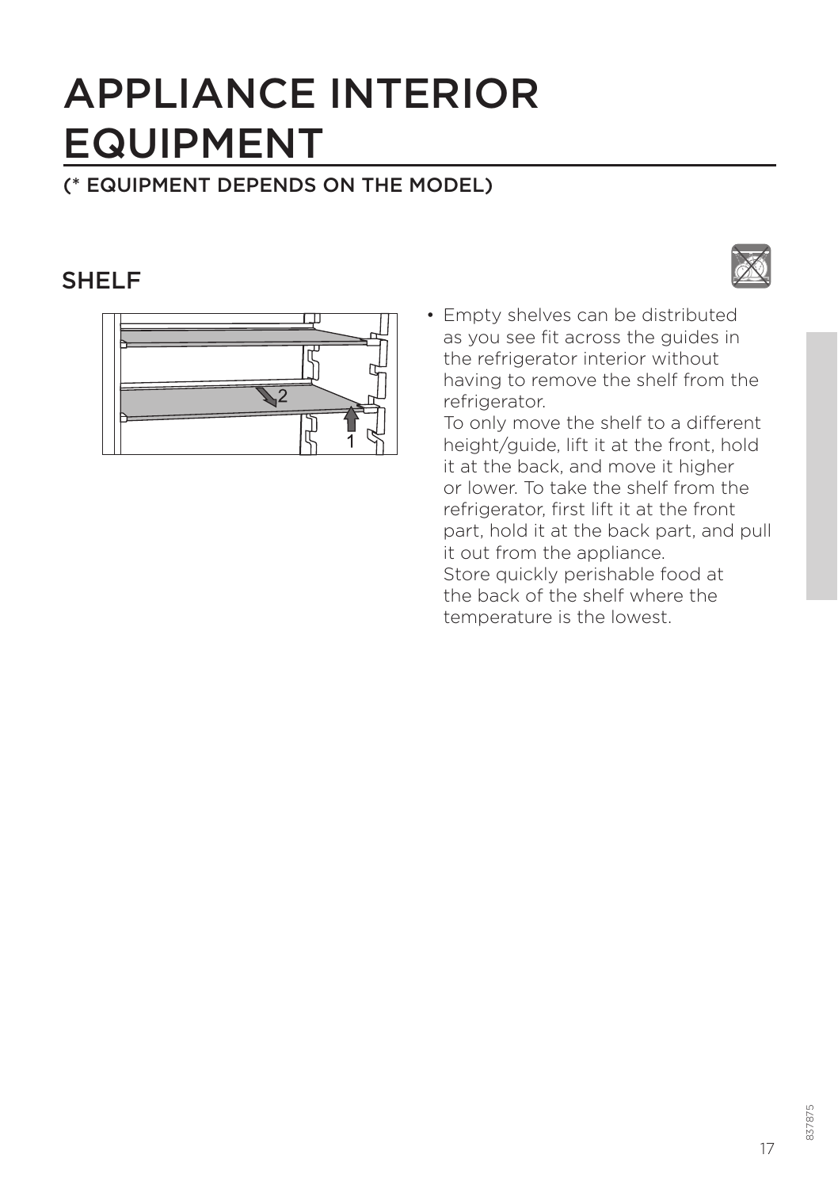# APPLIANCE INTERIOR EQUIPMENT

(* EQUIPMENT DEPENDS ON THE MODEL)

## SHELF

- Empty shelves can be distributed as you see fit across the guides in the refrigerator interior without having to remove the shelf from the refrigerator.
  To only move the shelf to a different height/guide, lift it at the front, hold it at the back, and move it higher or lower. To take the shelf from the refrigerator, first lift it at the front part, hold it at the back part, and pull it out from the appliance.
  Store quickly perishable food at the back of the shelf where the temperature is the lowest.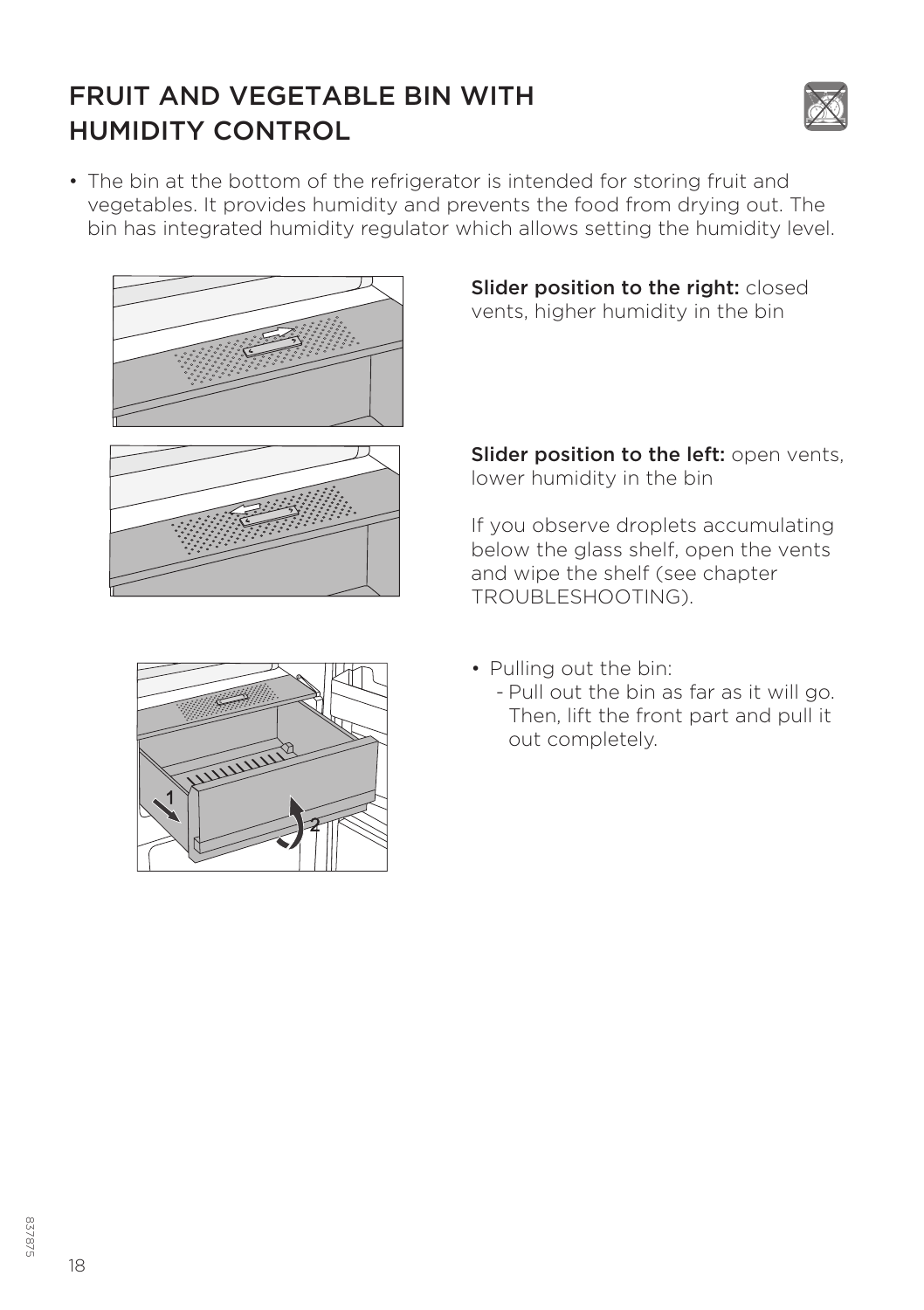# FRUIT AND VEGETABLE BIN WITH HUMIDITY CONTROL

- The bin at the bottom of the refrigerator is intended for storing fruit and vegetables. It provides humidity and prevents the food from drying out. The bin has integrated humidity regulator which allows setting the humidity level.

**Slider position to the right:** closed vents, higher humidity in the bin

**Slider position to the left:** open vents, lower humidity in the bin

If you observe droplets accumulating below the glass shelf, open the vents and wipe the shelf (see chapter TROUBLESHOOTING).

- Pulling out the bin:
  - Pull out the bin as far as it will go. Then, lift the front part and pull it out completely.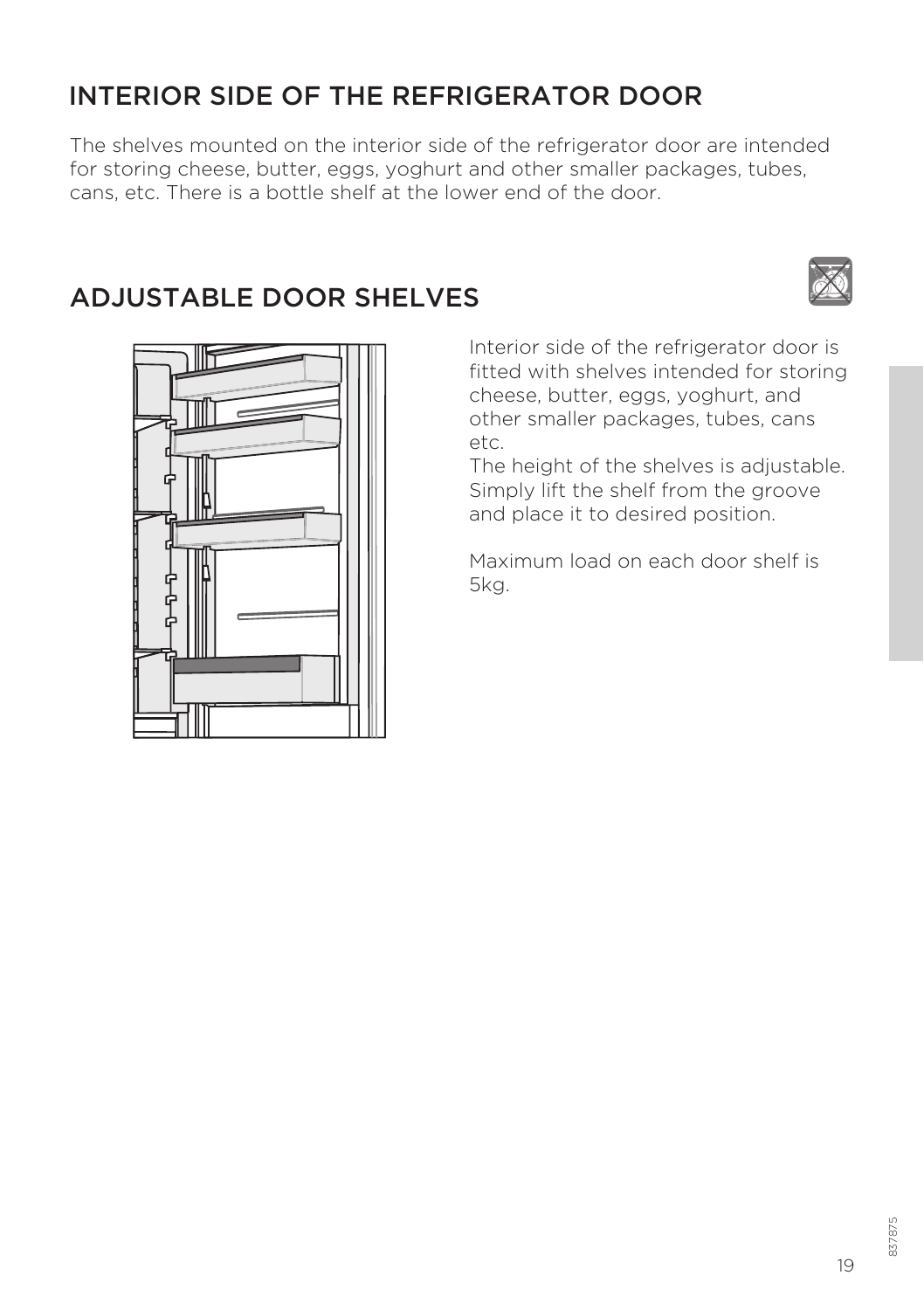## INTERIOR SIDE OF THE REFRIGERATOR DOOR

The shelves mounted on the interior side of the refrigerator door are intended for storing cheese, butter, eggs, yoghurt and other smaller packages, tubes, cans, etc. There is a bottle shelf at the lower end of the door.

## ADJUSTABLE DOOR SHELVES

Interior side of the refrigerator door is fitted with shelves intended for storing cheese, butter, eggs, yoghurt, and other smaller packages, tubes, cans etc.
The height of the shelves is adjustable. Simply lift the shelf from the groove and place it to desired position.

Maximum load on each door shelf is 5kg.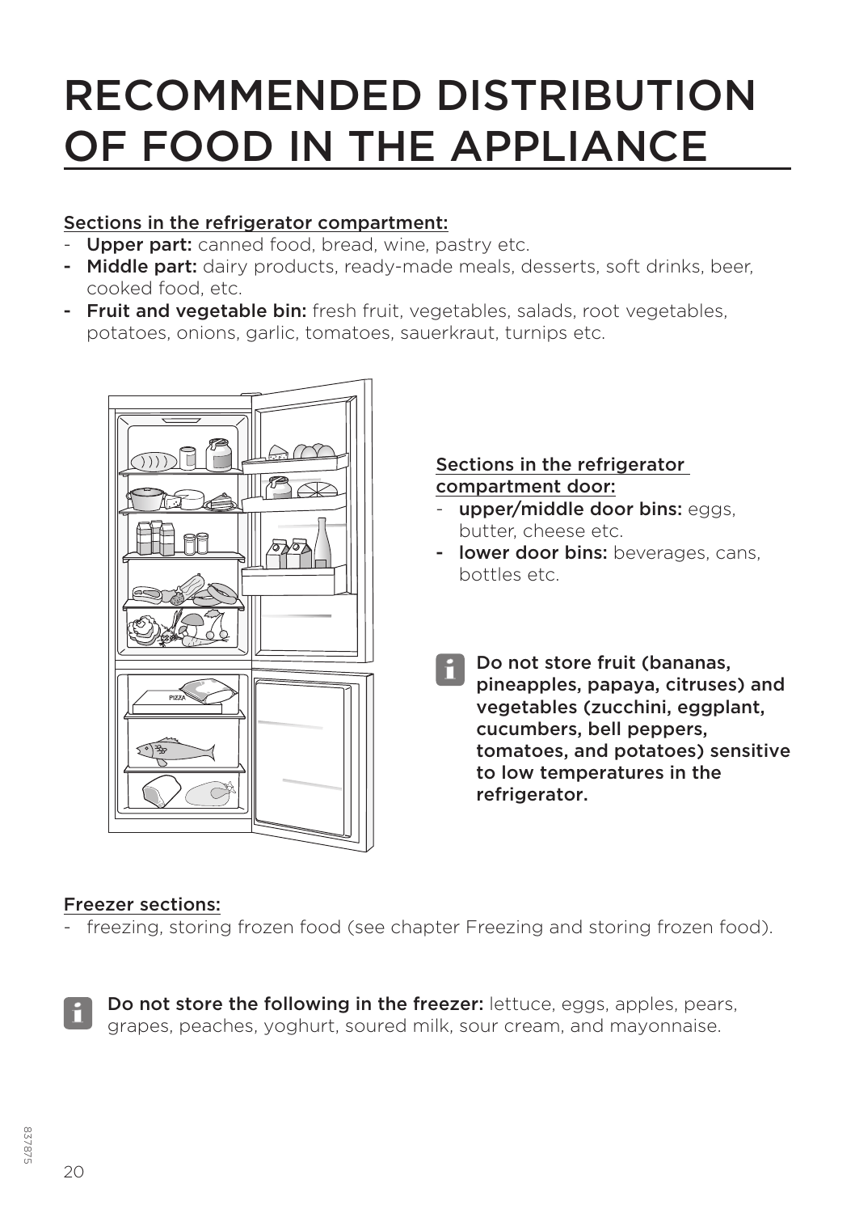# RECOMMENDED DISTRIBUTION OF FOOD IN THE APPLIANCE

Sections in the refrigerator compartment:

- **Upper part:** canned food, bread, wine, pastry etc.
- **Middle part:** dairy products, ready-made meals, desserts, soft drinks, beer, cooked food, etc.
- **Fruit and vegetable bin:** fresh fruit, vegetables, salads, root vegetables, potatoes, onions, garlic, tomatoes, sauerkraut, turnips etc.

Sections in the refrigerator compartment door:

- **upper/middle door bins:** eggs, butter, cheese etc.
- **lower door bins:** beverages, cans, bottles etc.

**Do not store fruit (bananas, pineapples, papaya, citruses) and vegetables (zucchini, eggplant, cucumbers, bell peppers, tomatoes, and potatoes) sensitive to low temperatures in the refrigerator.**

Freezer sections:

- freezing, storing frozen food (see chapter Freezing and storing frozen food).

**Do not store the following in the freezer:** lettuce, eggs, apples, pears, grapes, peaches, yoghurt, soured milk, sour cream, and mayonnaise.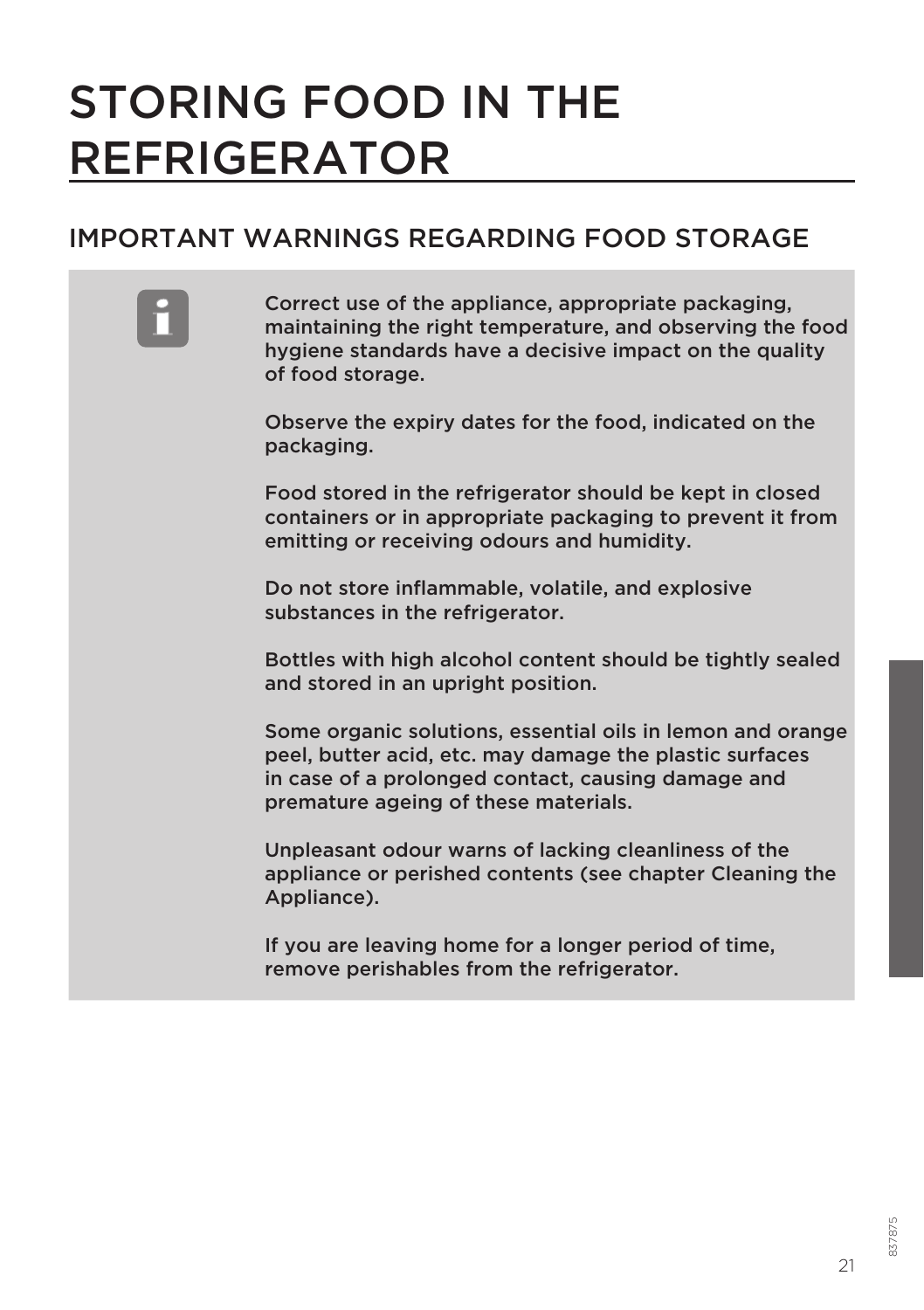# STORING FOOD IN THE REFRIGERATOR

## IMPORTANT WARNINGS REGARDING FOOD STORAGE

Correct use of the appliance, appropriate packaging, maintaining the right temperature, and observing the food hygiene standards have a decisive impact on the quality of food storage.

Observe the expiry dates for the food, indicated on the packaging.

Food stored in the refrigerator should be kept in closed containers or in appropriate packaging to prevent it from emitting or receiving odours and humidity.

Do not store inflammable, volatile, and explosive substances in the refrigerator.

Bottles with high alcohol content should be tightly sealed and stored in an upright position.

Some organic solutions, essential oils in lemon and orange peel, butter acid, etc. may damage the plastic surfaces in case of a prolonged contact, causing damage and premature ageing of these materials.

Unpleasant odour warns of lacking cleanliness of the appliance or perished contents (see chapter Cleaning the Appliance).

If you are leaving home for a longer period of time, remove perishables from the refrigerator.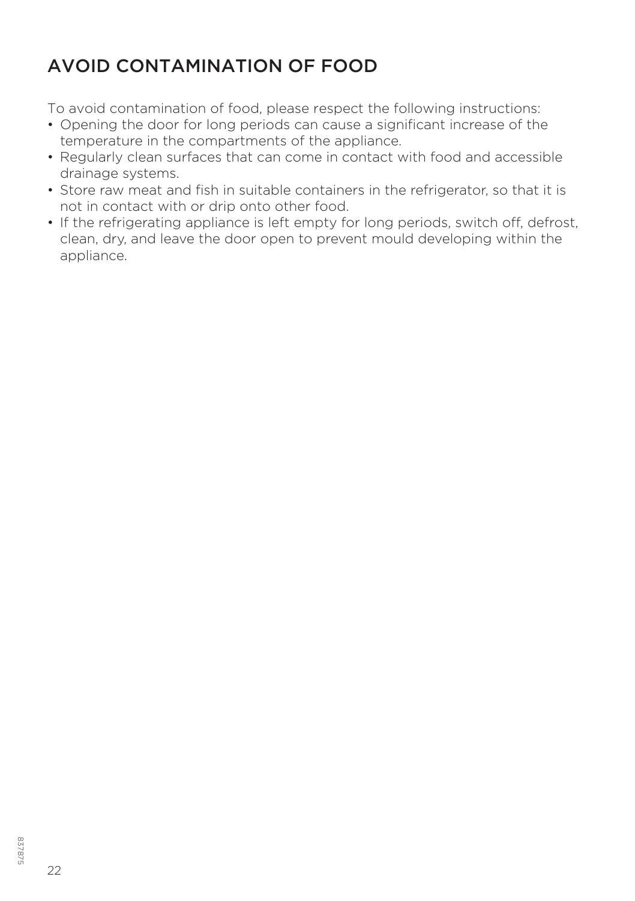## AVOID CONTAMINATION OF FOOD

To avoid contamination of food, please respect the following instructions:

- Opening the door for long periods can cause a significant increase of the temperature in the compartments of the appliance.
- Regularly clean surfaces that can come in contact with food and accessible drainage systems.
- Store raw meat and fish in suitable containers in the refrigerator, so that it is not in contact with or drip onto other food.
- If the refrigerating appliance is left empty for long periods, switch off, defrost, clean, dry, and leave the door open to prevent mould developing within the appliance.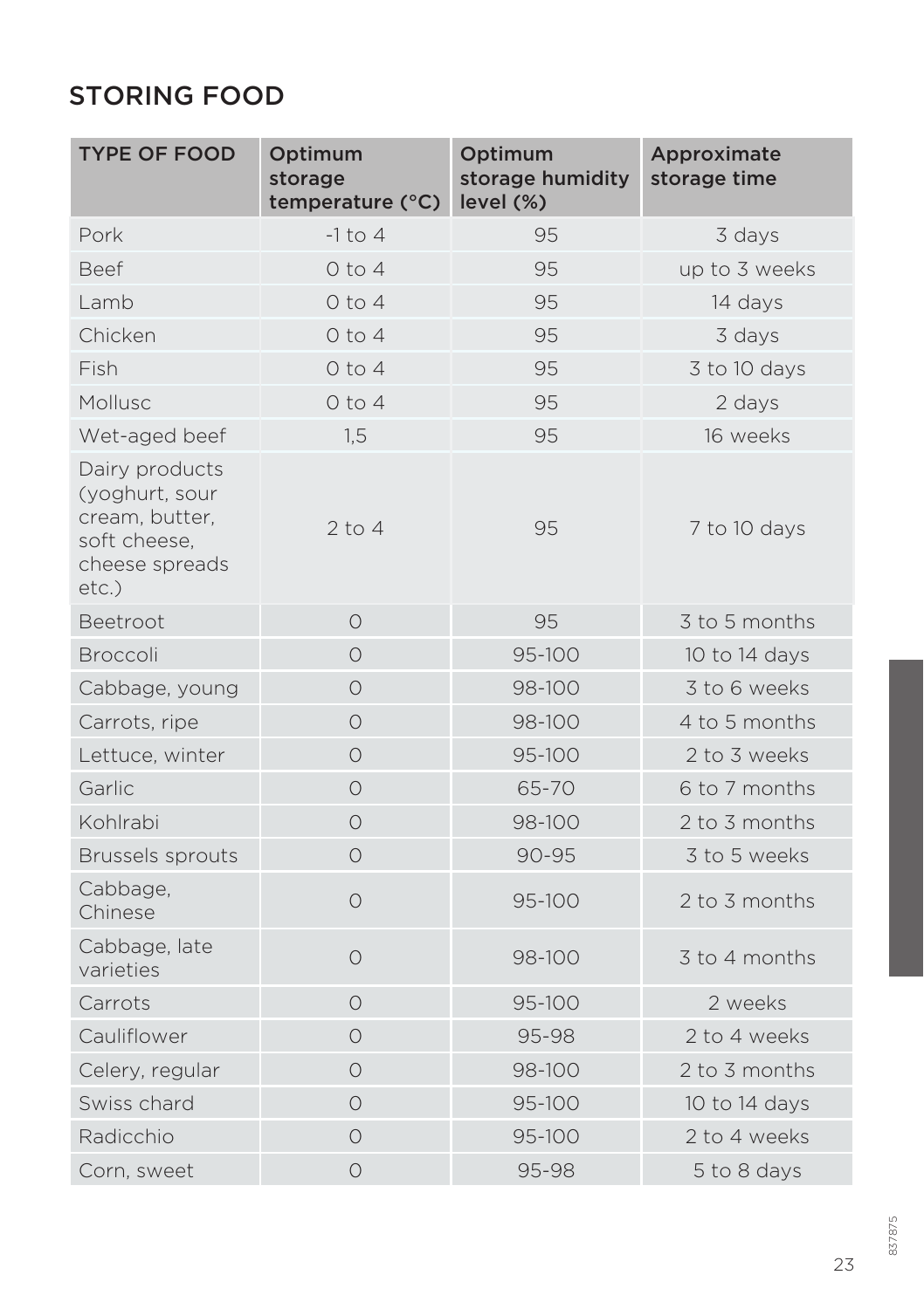## STORING FOOD

| TYPE OF FOOD | Optimum storage temperature (°C) | Optimum storage humidity level (%) | Approximate storage time |
|---|---|---|---|
| Pork | -1 to 4 | 95 | 3 days |
| Beef | 0 to 4 | 95 | up to 3 weeks |
| Lamb | 0 to 4 | 95 | 14 days |
| Chicken | 0 to 4 | 95 | 3 days |
| Fish | 0 to 4 | 95 | 3 to 10 days |
| Mollusc | 0 to 4 | 95 | 2 days |
| Wet-aged beef | 1,5 | 95 | 16 weeks |
| Dairy products (yoghurt, sour cream, butter, soft cheese, cheese spreads etc.) | 2 to 4 | 95 | 7 to 10 days |
| Beetroot | 0 | 95 | 3 to 5 months |
| Broccoli | 0 | 95-100 | 10 to 14 days |
| Cabbage, young | 0 | 98-100 | 3 to 6 weeks |
| Carrots, ripe | 0 | 98-100 | 4 to 5 months |
| Lettuce, winter | 0 | 95-100 | 2 to 3 weeks |
| Garlic | 0 | 65-70 | 6 to 7 months |
| Kohlrabi | 0 | 98-100 | 2 to 3 months |
| Brussels sprouts | 0 | 90-95 | 3 to 5 weeks |
| Cabbage, Chinese | 0 | 95-100 | 2 to 3 months |
| Cabbage, late varieties | 0 | 98-100 | 3 to 4 months |
| Carrots | 0 | 95-100 | 2 weeks |
| Cauliflower | 0 | 95-98 | 2 to 4 weeks |
| Celery, regular | 0 | 98-100 | 2 to 3 months |
| Swiss chard | 0 | 95-100 | 10 to 14 days |
| Radicchio | 0 | 95-100 | 2 to 4 weeks |
| Corn, sweet | 0 | 95-98 | 5 to 8 days |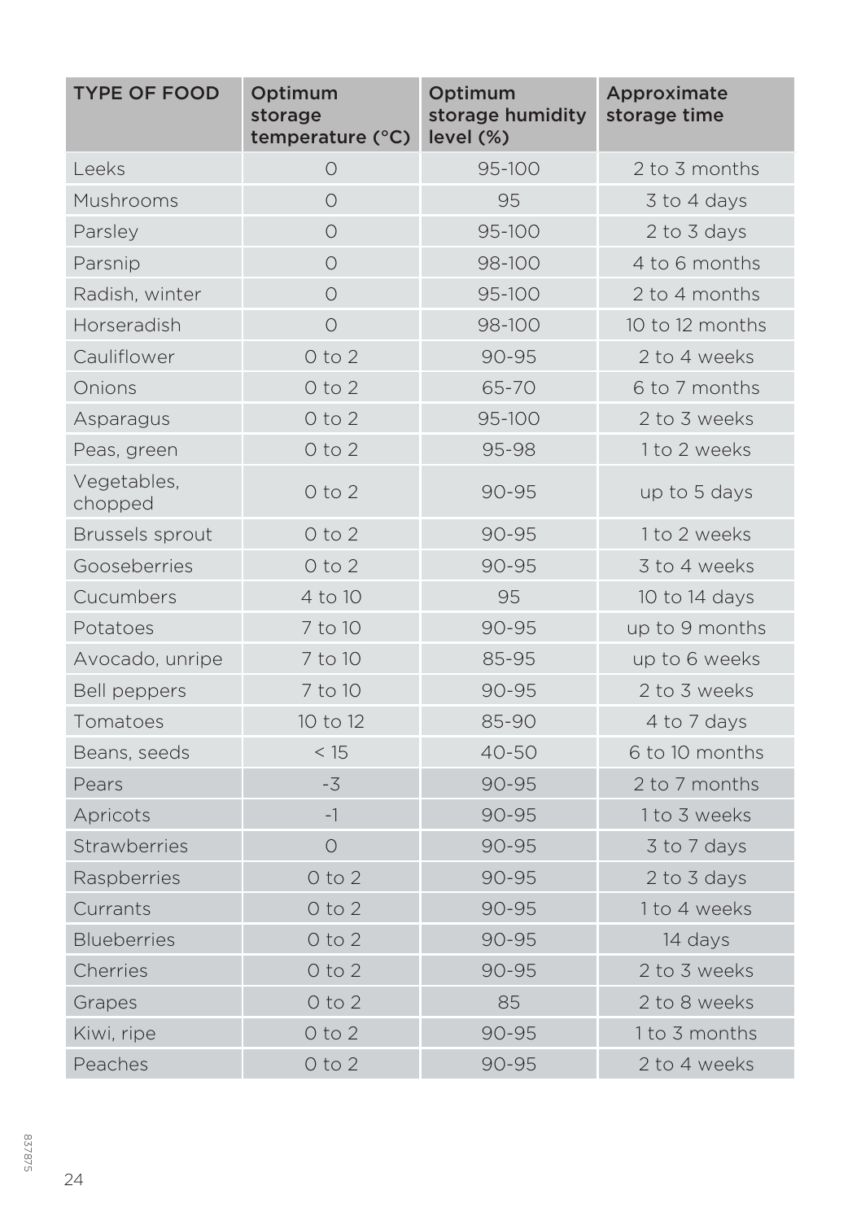| TYPE OF FOOD | Optimum storage temperature (°C) | Optimum storage humidity level (%) | Approximate storage time |
|---|---|---|---|
| Leeks | 0 | 95-100 | 2 to 3 months |
| Mushrooms | 0 | 95 | 3 to 4 days |
| Parsley | 0 | 95-100 | 2 to 3 days |
| Parsnip | 0 | 98-100 | 4 to 6 months |
| Radish, winter | 0 | 95-100 | 2 to 4 months |
| Horseradish | 0 | 98-100 | 10 to 12 months |
| Cauliflower | 0 to 2 | 90-95 | 2 to 4 weeks |
| Onions | 0 to 2 | 65-70 | 6 to 7 months |
| Asparagus | 0 to 2 | 95-100 | 2 to 3 weeks |
| Peas, green | 0 to 2 | 95-98 | 1 to 2 weeks |
| Vegetables, chopped | 0 to 2 | 90-95 | up to 5 days |
| Brussels sprout | 0 to 2 | 90-95 | 1 to 2 weeks |
| Gooseberries | 0 to 2 | 90-95 | 3 to 4 weeks |
| Cucumbers | 4 to 10 | 95 | 10 to 14 days |
| Potatoes | 7 to 10 | 90-95 | up to 9 months |
| Avocado, unripe | 7 to 10 | 85-95 | up to 6 weeks |
| Bell peppers | 7 to 10 | 90-95 | 2 to 3 weeks |
| Tomatoes | 10 to 12 | 85-90 | 4 to 7 days |
| Beans, seeds | < 15 | 40-50 | 6 to 10 months |
| Pears | -3 | 90-95 | 2 to 7 months |
| Apricots | -1 | 90-95 | 1 to 3 weeks |
| Strawberries | 0 | 90-95 | 3 to 7 days |
| Raspberries | 0 to 2 | 90-95 | 2 to 3 days |
| Currants | 0 to 2 | 90-95 | 1 to 4 weeks |
| Blueberries | 0 to 2 | 90-95 | 14 days |
| Cherries | 0 to 2 | 90-95 | 2 to 3 weeks |
| Grapes | 0 to 2 | 85 | 2 to 8 weeks |
| Kiwi, ripe | 0 to 2 | 90-95 | 1 to 3 months |
| Peaches | 0 to 2 | 90-95 | 2 to 4 weeks |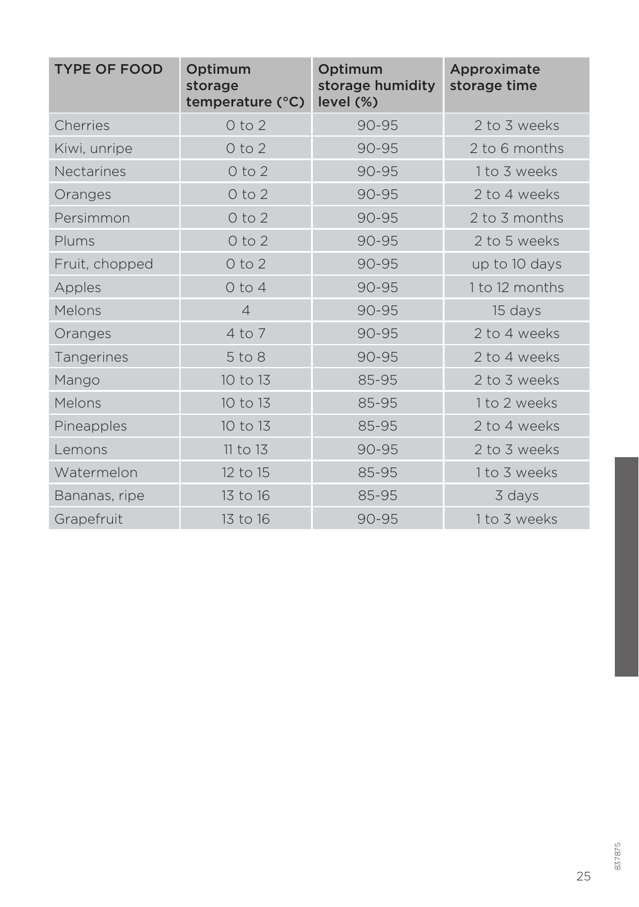| TYPE OF FOOD | Optimum storage temperature (°C) | Optimum storage humidity level (%) | Approximate storage time |
|---|---|---|---|
| Cherries | 0 to 2 | 90-95 | 2 to 3 weeks |
| Kiwi, unripe | 0 to 2 | 90-95 | 2 to 6 months |
| Nectarines | 0 to 2 | 90-95 | 1 to 3 weeks |
| Oranges | 0 to 2 | 90-95 | 2 to 4 weeks |
| Persimmon | 0 to 2 | 90-95 | 2 to 3 months |
| Plums | 0 to 2 | 90-95 | 2 to 5 weeks |
| Fruit, chopped | 0 to 2 | 90-95 | up to 10 days |
| Apples | 0 to 4 | 90-95 | 1 to 12 months |
| Melons | 4 | 90-95 | 15 days |
| Oranges | 4 to 7 | 90-95 | 2 to 4 weeks |
| Tangerines | 5 to 8 | 90-95 | 2 to 4 weeks |
| Mango | 10 to 13 | 85-95 | 2 to 3 weeks |
| Melons | 10 to 13 | 85-95 | 1 to 2 weeks |
| Pineapples | 10 to 13 | 85-95 | 2 to 4 weeks |
| Lemons | 11 to 13 | 90-95 | 2 to 3 weeks |
| Watermelon | 12 to 15 | 85-95 | 1 to 3 weeks |
| Bananas, ripe | 13 to 16 | 85-95 | 3 days |
| Grapefruit | 13 to 16 | 90-95 | 1 to 3 weeks |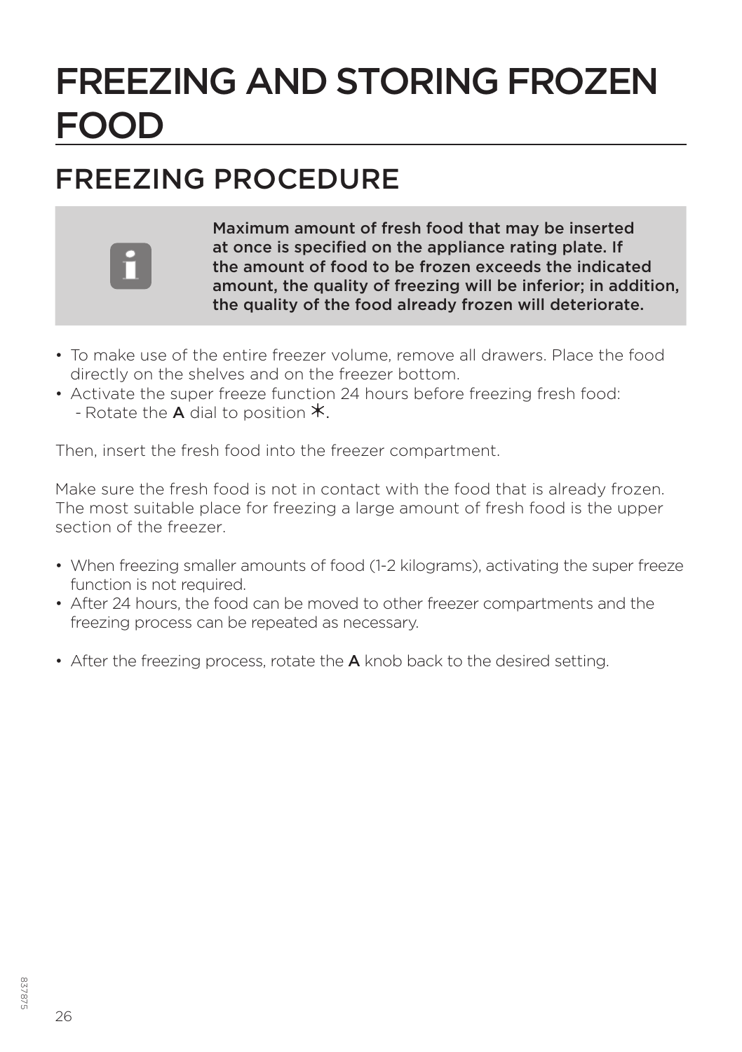# FREEZING AND STORING FROZEN FOOD

## FREEZING PROCEDURE

**Maximum amount of fresh food that may be inserted at once is specified on the appliance rating plate. If the amount of food to be frozen exceeds the indicated amount, the quality of freezing will be inferior; in addition, the quality of the food already frozen will deteriorate.**

- To make use of the entire freezer volume, remove all drawers. Place the food directly on the shelves and on the freezer bottom.
- Activate the super freeze function 24 hours before freezing fresh food:
  - Rotate the **A** dial to position ✳.

Then, insert the fresh food into the freezer compartment.

Make sure the fresh food is not in contact with the food that is already frozen. The most suitable place for freezing a large amount of fresh food is the upper section of the freezer.

- When freezing smaller amounts of food (1-2 kilograms), activating the super freeze function is not required.
- After 24 hours, the food can be moved to other freezer compartments and the freezing process can be repeated as necessary.

- After the freezing process, rotate the **A** knob back to the desired setting.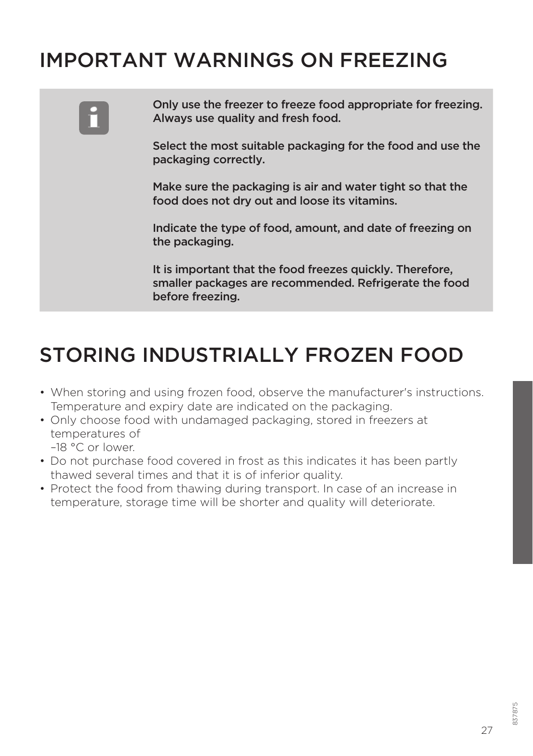# IMPORTANT WARNINGS ON FREEZING

**Only use the freezer to freeze food appropriate for freezing. Always use quality and fresh food.**

**Select the most suitable packaging for the food and use the packaging correctly.**

**Make sure the packaging is air and water tight so that the food does not dry out and loose its vitamins.**

**Indicate the type of food, amount, and date of freezing on the packaging.**

**It is important that the food freezes quickly. Therefore, smaller packages are recommended. Refrigerate the food before freezing.**

# STORING INDUSTRIALLY FROZEN FOOD

- When storing and using frozen food, observe the manufacturer's instructions. Temperature and expiry date are indicated on the packaging.
- Only choose food with undamaged packaging, stored in freezers at temperatures of –18 °C or lower.
- Do not purchase food covered in frost as this indicates it has been partly thawed several times and that it is of inferior quality.
- Protect the food from thawing during transport. In case of an increase in temperature, storage time will be shorter and quality will deteriorate.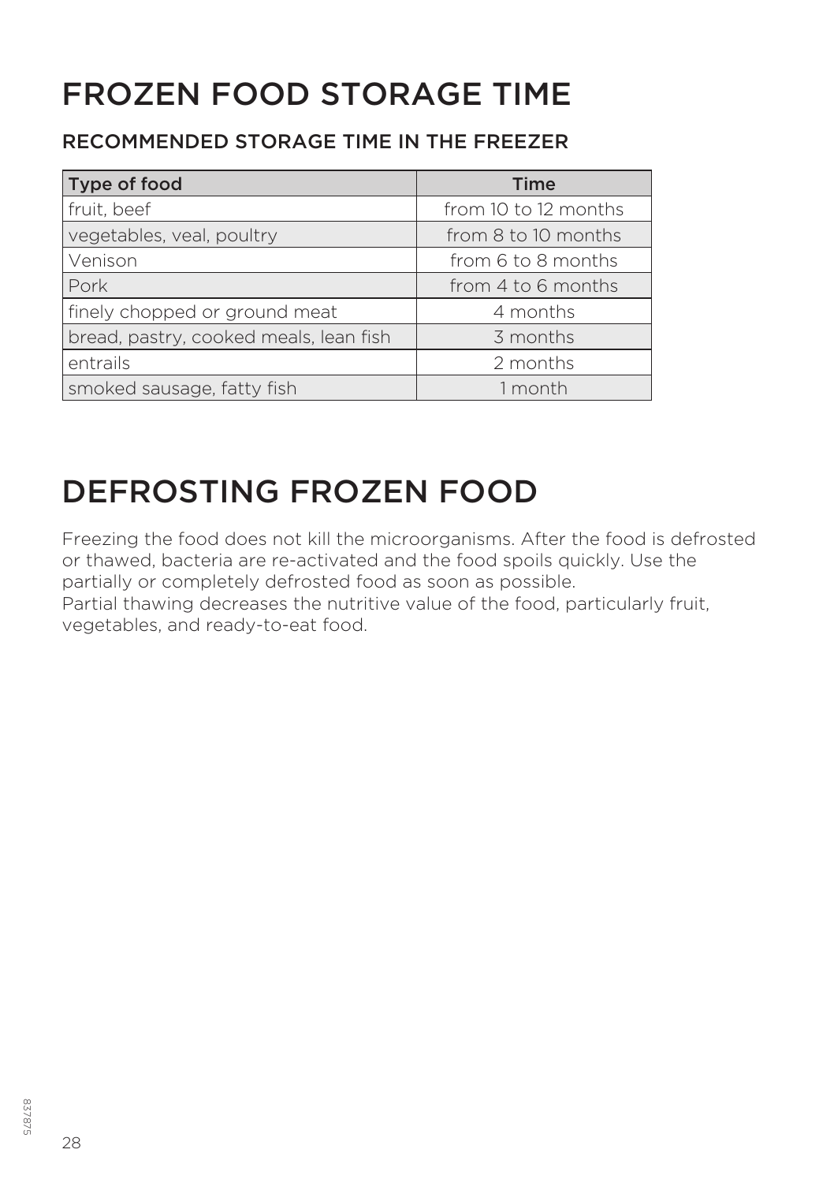# FROZEN FOOD STORAGE TIME

## RECOMMENDED STORAGE TIME IN THE FREEZER

| Type of food | Time |
| --- | --- |
| fruit, beef | from 10 to 12 months |
| vegetables, veal, poultry | from 8 to 10 months |
| Venison | from 6 to 8 months |
| Pork | from 4 to 6 months |
| finely chopped or ground meat | 4 months |
| bread, pastry, cooked meals, lean fish | 3 months |
| entrails | 2 months |
| smoked sausage, fatty fish | 1 month |

# DEFROSTING FROZEN FOOD

Freezing the food does not kill the microorganisms. After the food is defrosted or thawed, bacteria are re-activated and the food spoils quickly. Use the partially or completely defrosted food as soon as possible.
Partial thawing decreases the nutritive value of the food, particularly fruit, vegetables, and ready-to-eat food.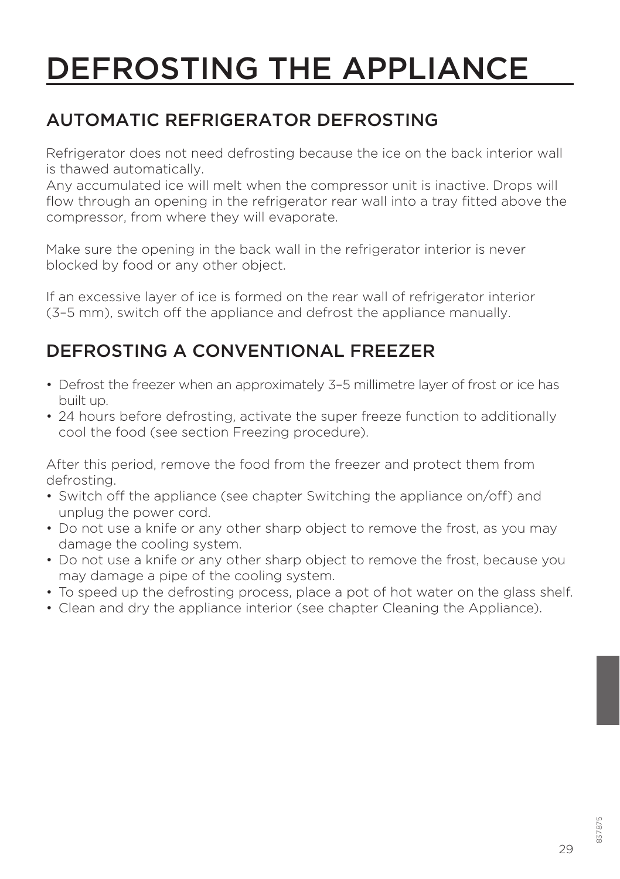# DEFROSTING THE APPLIANCE

## AUTOMATIC REFRIGERATOR DEFROSTING

Refrigerator does not need defrosting because the ice on the back interior wall is thawed automatically.
Any accumulated ice will melt when the compressor unit is inactive. Drops will flow through an opening in the refrigerator rear wall into a tray fitted above the compressor, from where they will evaporate.

Make sure the opening in the back wall in the refrigerator interior is never blocked by food or any other object.

If an excessive layer of ice is formed on the rear wall of refrigerator interior (3–5 mm), switch off the appliance and defrost the appliance manually.

## DEFROSTING A CONVENTIONAL FREEZER

- Defrost the freezer when an approximately 3–5 millimetre layer of frost or ice has built up.
- 24 hours before defrosting, activate the super freeze function to additionally cool the food (see section Freezing procedure).

After this period, remove the food from the freezer and protect them from defrosting.

- Switch off the appliance (see chapter Switching the appliance on/off) and unplug the power cord.
- Do not use a knife or any other sharp object to remove the frost, as you may damage the cooling system.
- Do not use a knife or any other sharp object to remove the frost, because you may damage a pipe of the cooling system.
- To speed up the defrosting process, place a pot of hot water on the glass shelf.
- Clean and dry the appliance interior (see chapter Cleaning the Appliance).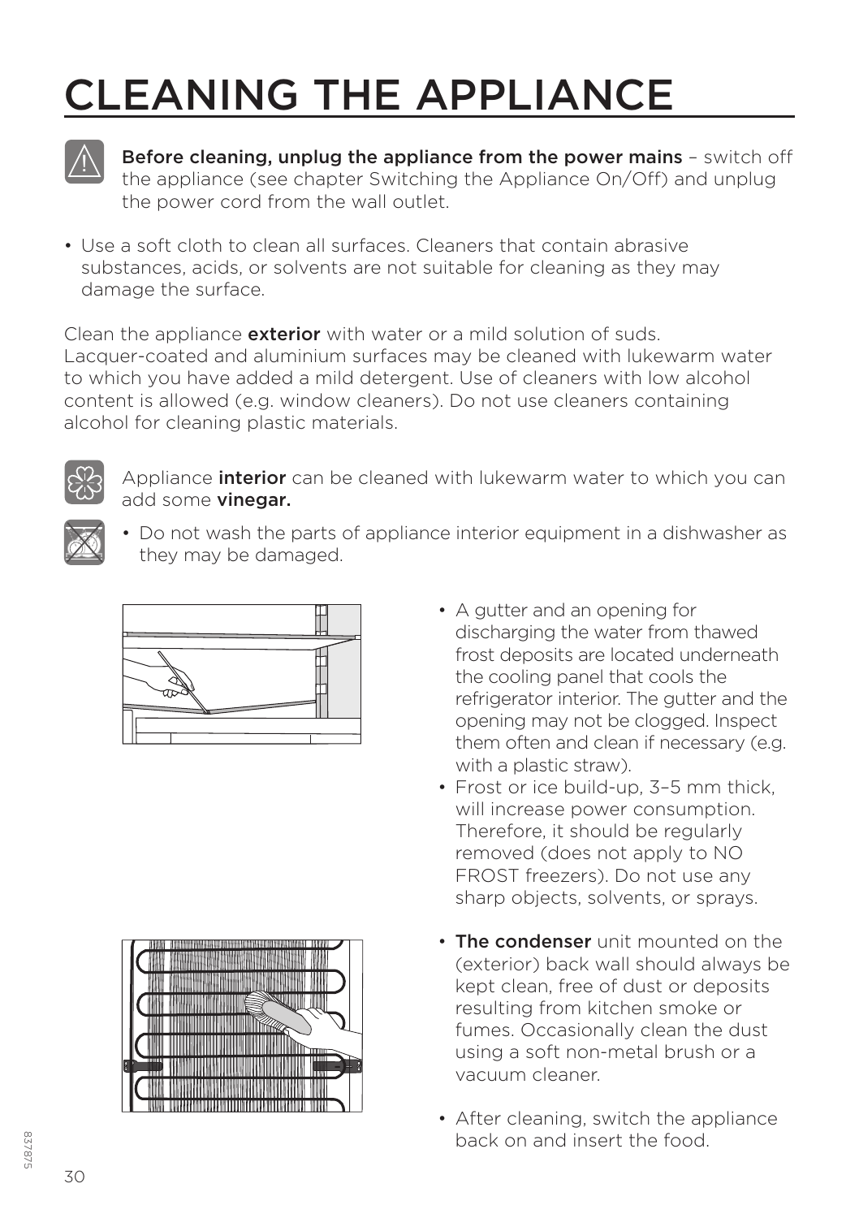# CLEANING THE APPLIANCE

**Before cleaning, unplug the appliance from the power mains** – switch off the appliance (see chapter Switching the Appliance On/Off) and unplug the power cord from the wall outlet.

- Use a soft cloth to clean all surfaces. Cleaners that contain abrasive substances, acids, or solvents are not suitable for cleaning as they may damage the surface.

Clean the appliance **exterior** with water or a mild solution of suds. Lacquer-coated and aluminium surfaces may be cleaned with lukewarm water to which you have added a mild detergent. Use of cleaners with low alcohol content is allowed (e.g. window cleaners). Do not use cleaners containing alcohol for cleaning plastic materials.

Appliance **interior** can be cleaned with lukewarm water to which you can add some **vinegar.**

- Do not wash the parts of appliance interior equipment in a dishwasher as they may be damaged.

- A gutter and an opening for discharging the water from thawed frost deposits are located underneath the cooling panel that cools the refrigerator interior. The gutter and the opening may not be clogged. Inspect them often and clean if necessary (e.g. with a plastic straw).
- Frost or ice build-up, 3–5 mm thick, will increase power consumption. Therefore, it should be regularly removed (does not apply to NO FROST freezers). Do not use any sharp objects, solvents, or sprays.

- **The condenser** unit mounted on the (exterior) back wall should always be kept clean, free of dust or deposits resulting from kitchen smoke or fumes. Occasionally clean the dust using a soft non-metal brush or a vacuum cleaner.

- After cleaning, switch the appliance back on and insert the food.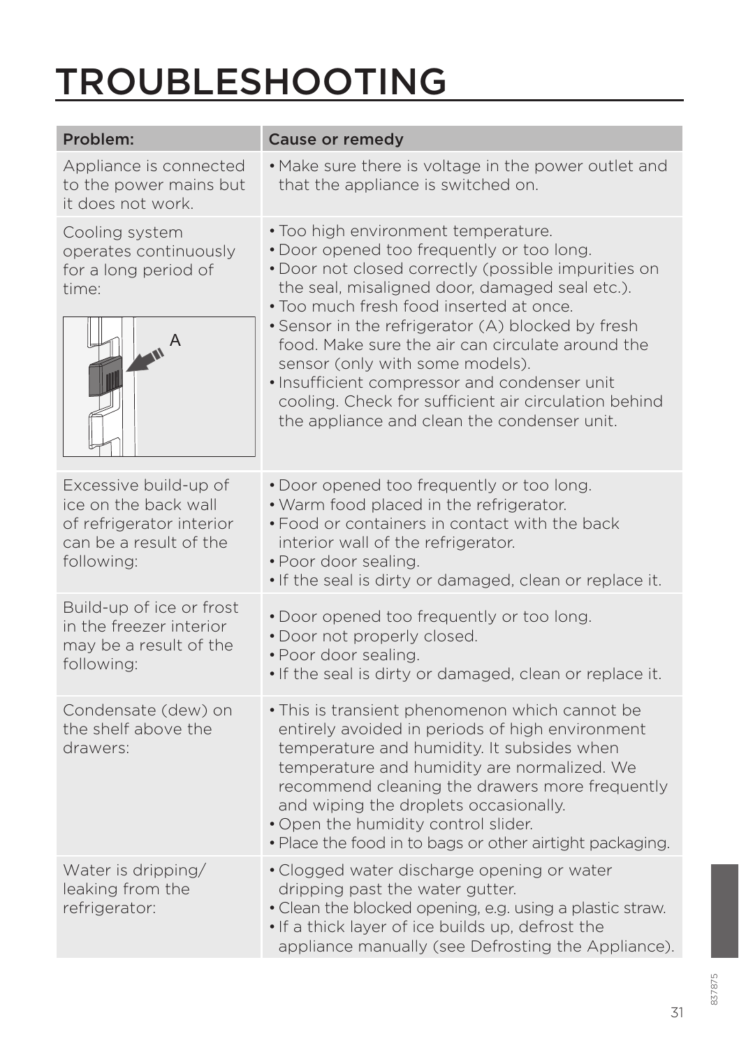# TROUBLESHOOTING

| Problem: | Cause or remedy |
|---|---|
| Appliance is connected to the power mains but it does not work. | • Make sure there is voltage in the power outlet and that the appliance is switched on. |
| Cooling system operates continuously for a long period of time: A | • Too high environment temperature.<br>• Door opened too frequently or too long.<br>• Door not closed correctly (possible impurities on the seal, misaligned door, damaged seal etc.).<br>• Too much fresh food inserted at once.<br>• Sensor in the refrigerator (A) blocked by fresh food. Make sure the air can circulate around the sensor (only with some models).<br>• Insufficient compressor and condenser unit cooling. Check for sufficient air circulation behind the appliance and clean the condenser unit. |
| Excessive build-up of ice on the back wall of refrigerator interior can be a result of the following: | • Door opened too frequently or too long.<br>• Warm food placed in the refrigerator.<br>• Food or containers in contact with the back interior wall of the refrigerator.<br>• Poor door sealing.<br>• If the seal is dirty or damaged, clean or replace it. |
| Build-up of ice or frost in the freezer interior may be a result of the following: | • Door opened too frequently or too long.<br>• Door not properly closed.<br>• Poor door sealing.<br>• If the seal is dirty or damaged, clean or replace it. |
| Condensate (dew) on the shelf above the drawers: | • This is transient phenomenon which cannot be entirely avoided in periods of high environment temperature and humidity. It subsides when temperature and humidity are normalized. We recommend cleaning the drawers more frequently and wiping the droplets occasionally.<br>• Open the humidity control slider.<br>• Place the food in to bags or other airtight packaging. |
| Water is dripping/ leaking from the refrigerator: | • Clogged water discharge opening or water dripping past the water gutter.<br>• Clean the blocked opening, e.g. using a plastic straw.<br>• If a thick layer of ice builds up, defrost the appliance manually (see Defrosting the Appliance). |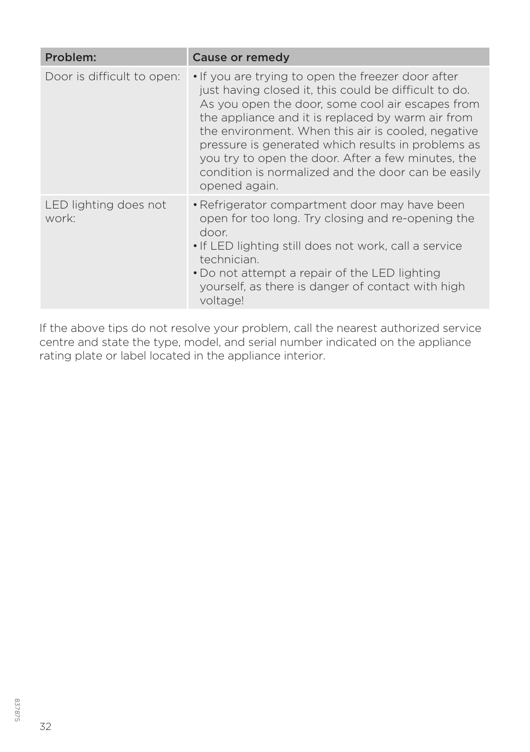| Problem: | Cause or remedy |
|---|---|
| Door is difficult to open: | • If you are trying to open the freezer door after just having closed it, this could be difficult to do. As you open the door, some cool air escapes from the appliance and it is replaced by warm air from the environment. When this air is cooled, negative pressure is generated which results in problems as you try to open the door. After a few minutes, the condition is normalized and the door can be easily opened again. |
| LED lighting does not work: | • Refrigerator compartment door may have been open for too long. Try closing and re-opening the door.<br>• If LED lighting still does not work, call a service technician.<br>• Do not attempt a repair of the LED lighting yourself, as there is danger of contact with high voltage! |

If the above tips do not resolve your problem, call the nearest authorized service centre and state the type, model, and serial number indicated on the appliance rating plate or label located in the appliance interior.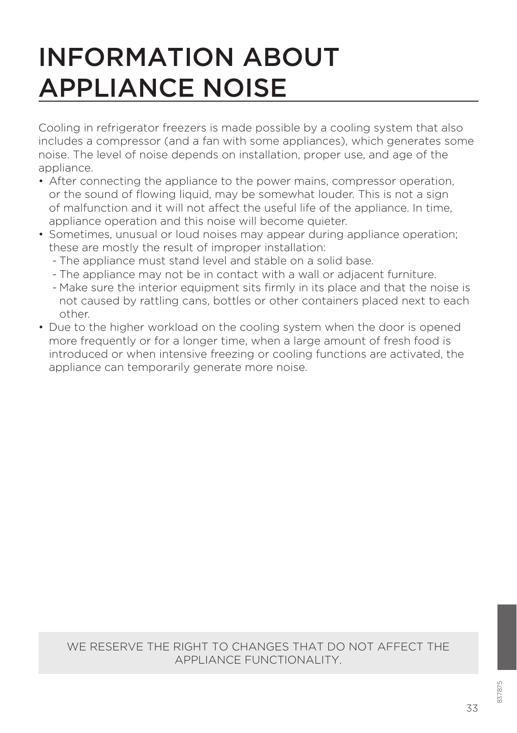# INFORMATION ABOUT APPLIANCE NOISE

Cooling in refrigerator freezers is made possible by a cooling system that also includes a compressor (and a fan with some appliances), which generates some noise. The level of noise depends on installation, proper use, and age of the appliance.

- After connecting the appliance to the power mains, compressor operation, or the sound of flowing liquid, may be somewhat louder. This is not a sign of malfunction and it will not affect the useful life of the appliance. In time, appliance operation and this noise will become quieter.
- Sometimes, unusual or loud noises may appear during appliance operation; these are mostly the result of improper installation:
  - The appliance must stand level and stable on a solid base.
  - The appliance may not be in contact with a wall or adjacent furniture.
  - Make sure the interior equipment sits firmly in its place and that the noise is not caused by rattling cans, bottles or other containers placed next to each other.
- Due to the higher workload on the cooling system when the door is opened more frequently or for a longer time, when a large amount of fresh food is introduced or when intensive freezing or cooling functions are activated, the appliance can temporarily generate more noise.

WE RESERVE THE RIGHT TO CHANGES THAT DO NOT AFFECT THE APPLIANCE FUNCTIONALITY.

837875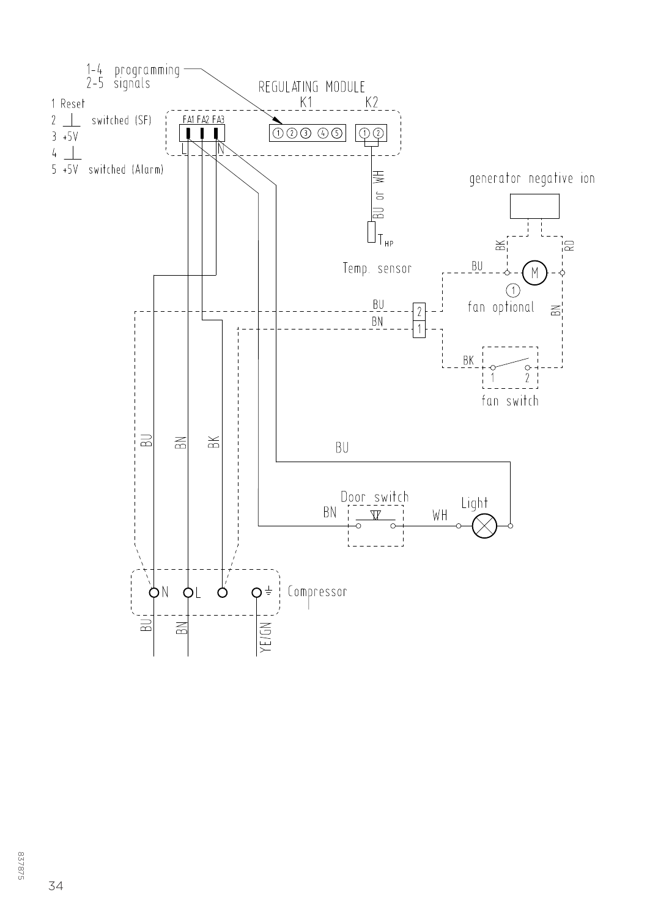1-4 programming
2-5 signals

1 Reset
2 ⊥ switched (SF)
3 +5V
4 ⊥
5 +5V switched (Alarm)

REGULATING MODULE

K1 K2

FA1 FA2 FA3

L N

① ② ③ ④ ⑤ ① ②

BU or WH

$T_{HP}$

Temp. sensor

generator negative ion

BK RD

BU

M

①

fan optional

BN

BU 2

BN 1

BK

1 2

fan switch

BU BN BK

BU

Door switch

BN WH Light

N L ⏚ Compressor

BU BN YE/GN

837875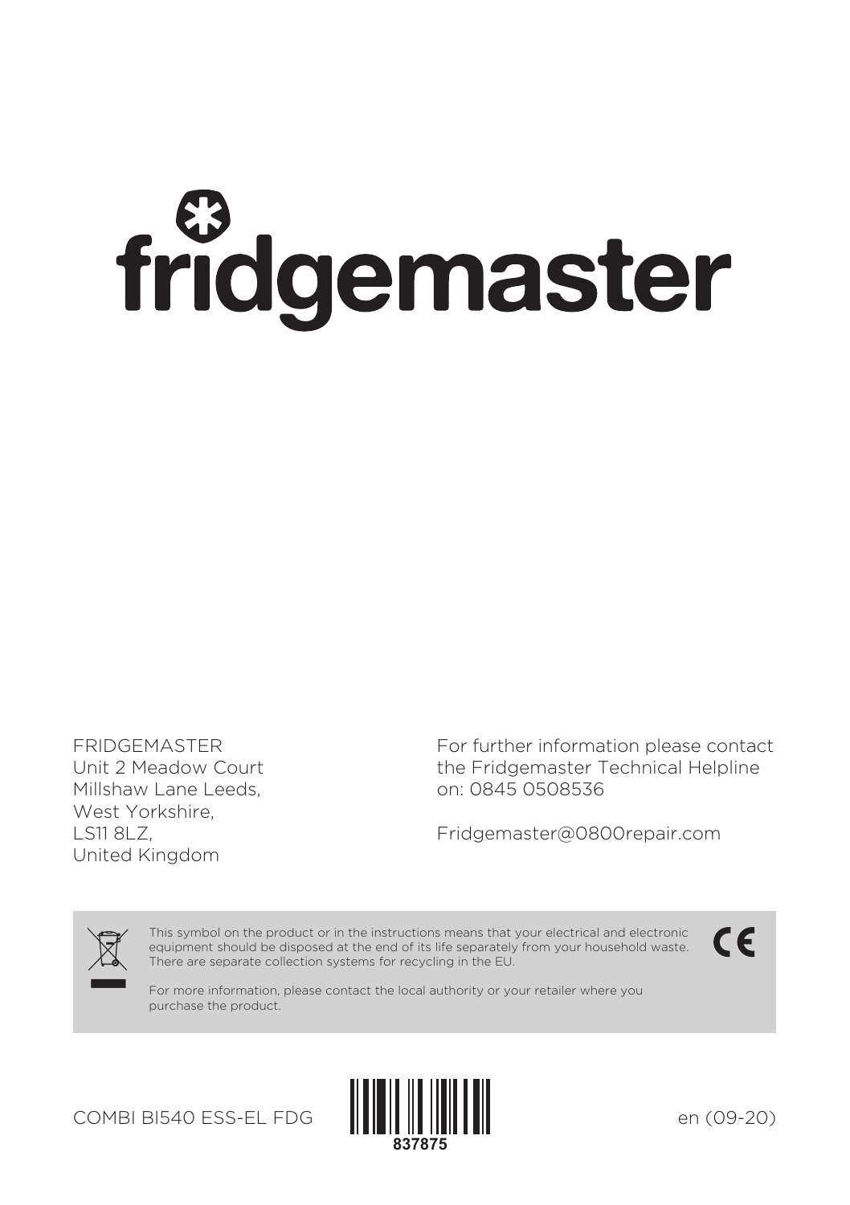# fridgemaster

FRIDGEMASTER
Unit 2 Meadow Court
Millshaw Lane Leeds,
West Yorkshire,
LS11 8LZ,
United Kingdom

For further information please contact the Fridgemaster Technical Helpline on: 0845 0508536

Fridgemaster@0800repair.com

This symbol on the product or in the instructions means that your electrical and electronic equipment should be disposed at the end of its life separately from your household waste. There are separate collection systems for recycling in the EU.

For more information, please contact the local authority or your retailer where you purchase the product.

CE

COMBI BI540 ESS-EL FDG

837875

en (09-20)